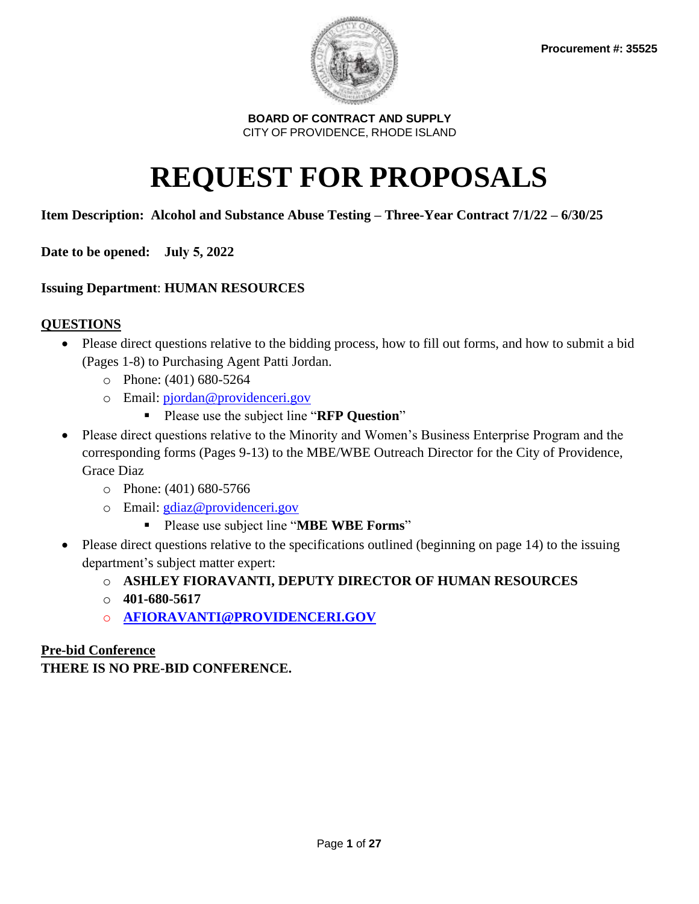Procurement #: 35525

**BOARD OF CONTRACT AND SUPPLY**
CITY OF PROVIDENCE, RHODE ISLAND

# REQUEST FOR PROPOSALS

**Item Description: Alcohol and Substance Abuse Testing – Three-Year Contract 7/1/22 – 6/30/25**

**Date to be opened: July 5, 2022**

**Issuing Department**: **HUMAN RESOURCES**

## QUESTIONS

- Please direct questions relative to the bidding process, how to fill out forms, and how to submit a bid (Pages 1-8) to Purchasing Agent Patti Jordan.
  - Phone: (401) 680-5264
  - Email: pjordan@providenceri.gov
    - Please use the subject line "**RFP Question**"
- Please direct questions relative to the Minority and Women's Business Enterprise Program and the corresponding forms (Pages 9-13) to the MBE/WBE Outreach Director for the City of Providence, Grace Diaz
  - Phone: (401) 680-5766
  - Email: gdiaz@providenceri.gov
    - Please use subject line "**MBE WBE Forms**"
- Please direct questions relative to the specifications outlined (beginning on page 14) to the issuing department's subject matter expert:
  - **ASHLEY FIORAVANTI, DEPUTY DIRECTOR OF HUMAN RESOURCES**
  - **401-680-5617**
  - **AFIORAVANTI@PROVIDENCERI.GOV**

## Pre-bid Conference

**THERE IS NO PRE-BID CONFERENCE.**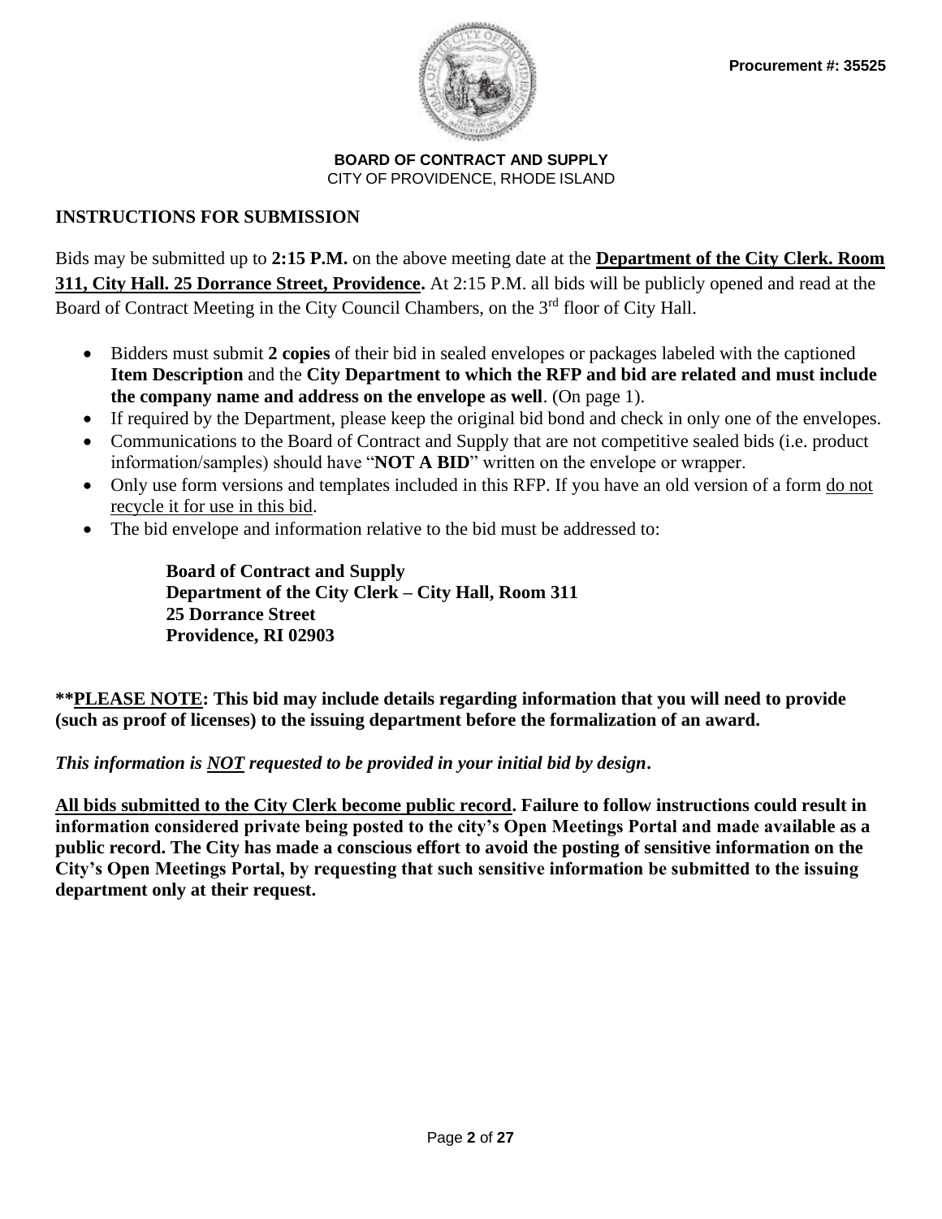Procurement #: 35525

**BOARD OF CONTRACT AND SUPPLY**
CITY OF PROVIDENCE, RHODE ISLAND

## INSTRUCTIONS FOR SUBMISSION

Bids may be submitted up to **2:15 P.M.** on the above meeting date at the **Department of the City Clerk. Room 311, City Hall. 25 Dorrance Street, Providence.** At 2:15 P.M. all bids will be publicly opened and read at the Board of Contract Meeting in the City Council Chambers, on the 3rd floor of City Hall.

- Bidders must submit **2 copies** of their bid in sealed envelopes or packages labeled with the captioned **Item Description** and the **City Department to which the RFP and bid are related and must include the company name and address on the envelope as well**. (On page 1).
- If required by the Department, please keep the original bid bond and check in only one of the envelopes.
- Communications to the Board of Contract and Supply that are not competitive sealed bids (i.e. product information/samples) should have "**NOT A BID**" written on the envelope or wrapper.
- Only use form versions and templates included in this RFP. If you have an old version of a form do not recycle it for use in this bid.
- The bid envelope and information relative to the bid must be addressed to:

  **Board of Contract and Supply**
  **Department of the City Clerk – City Hall, Room 311**
  **25 Dorrance Street**
  **Providence, RI 02903**

****PLEASE NOTE: This bid may include details regarding information that you will need to provide (such as proof of licenses) to the issuing department before the formalization of an award.**

***This information is NOT requested to be provided in your initial bid by design.***

**All bids submitted to the City Clerk become public record. Failure to follow instructions could result in information considered private being posted to the city's Open Meetings Portal and made available as a public record. The City has made a conscious effort to avoid the posting of sensitive information on the City's Open Meetings Portal, by requesting that such sensitive information be submitted to the issuing department only at their request.**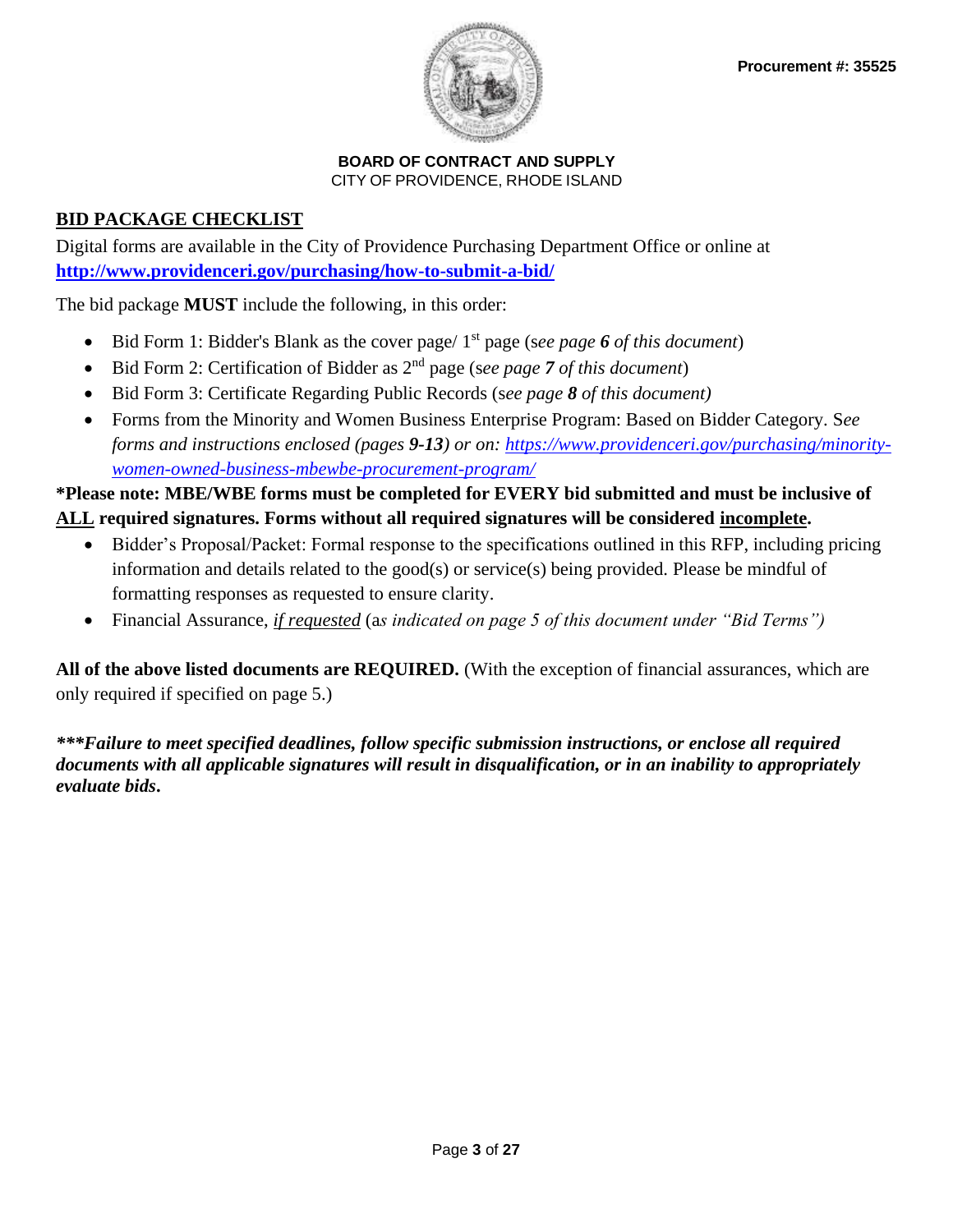**Procurement #: 35525**

**BOARD OF CONTRACT AND SUPPLY**
CITY OF PROVIDENCE, RHODE ISLAND

## BID PACKAGE CHECKLIST

Digital forms are available in the City of Providence Purchasing Department Office or online at **http://www.providenceri.gov/purchasing/how-to-submit-a-bid/**

The bid package **MUST** include the following, in this order:

- Bid Form 1: Bidder's Blank as the cover page/ 1st page (*see page **6** of this document*)
- Bid Form 2: Certification of Bidder as 2nd page (*see page **7** of this document*)
- Bid Form 3: Certificate Regarding Public Records (*see page **8** of this document)*
- Forms from the Minority and Women Business Enterprise Program: Based on Bidder Category. S*ee forms and instructions enclosed (pages **9-13**) or on: https://www.providenceri.gov/purchasing/minority-women-owned-business-mbewbe-procurement-program/*

**\*Please note: MBE/WBE forms must be completed for EVERY bid submitted and must be inclusive of ALL required signatures. Forms without all required signatures will be considered incomplete.**

- Bidder's Proposal/Packet: Formal response to the specifications outlined in this RFP, including pricing information and details related to the good(s) or service(s) being provided. Please be mindful of formatting responses as requested to ensure clarity.
- Financial Assurance, *if requested* (a*s indicated on page 5 of this document under "Bid Terms")*

**All of the above listed documents are REQUIRED.** (With the exception of financial assurances, which are only required if specified on page 5.)

***\*\*\*Failure to meet specified deadlines, follow specific submission instructions, or enclose all required documents with all applicable signatures will result in disqualification, or in an inability to appropriately evaluate bids.***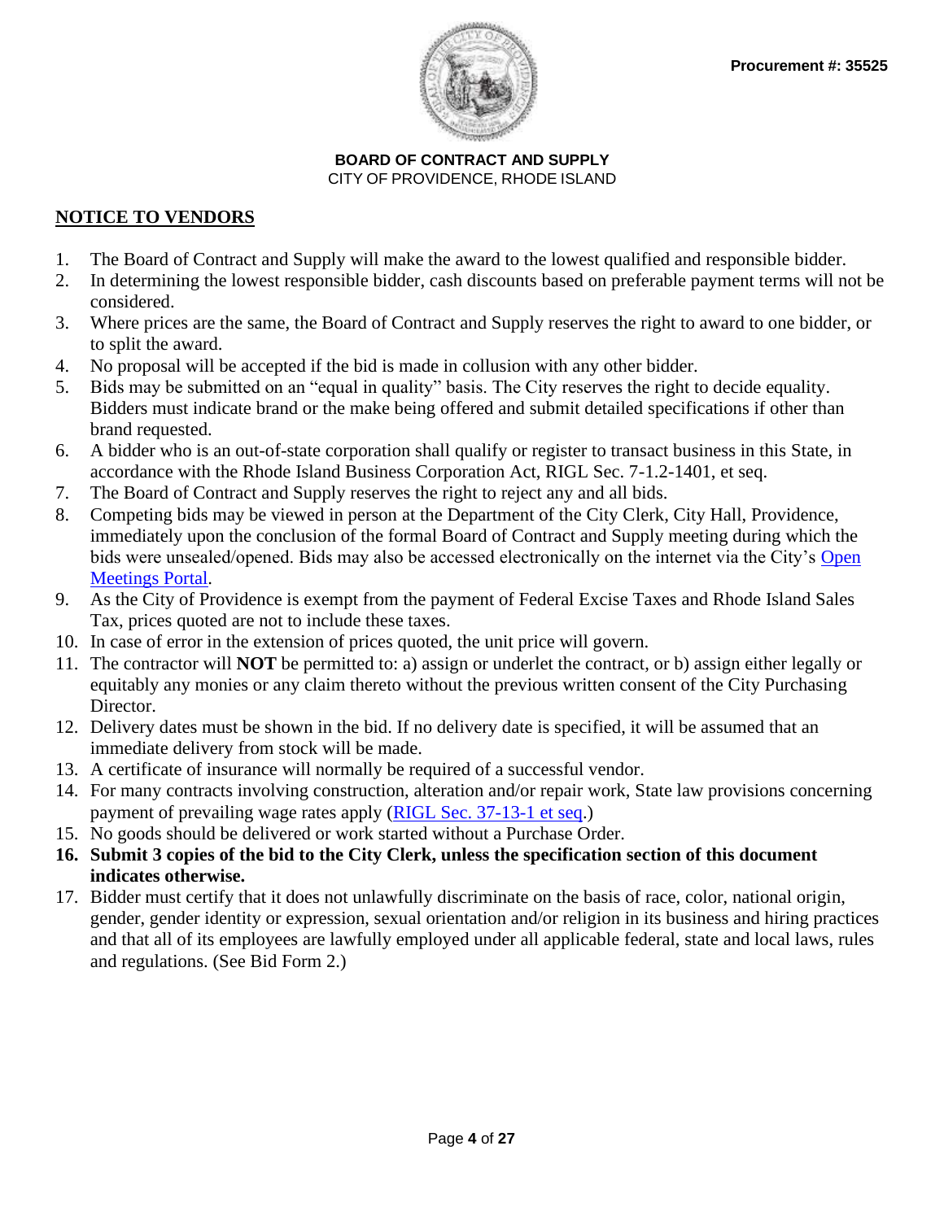**Procurement #: 35525**

**BOARD OF CONTRACT AND SUPPLY**
CITY OF PROVIDENCE, RHODE ISLAND

## NOTICE TO VENDORS

1. The Board of Contract and Supply will make the award to the lowest qualified and responsible bidder.
2. In determining the lowest responsible bidder, cash discounts based on preferable payment terms will not be considered.
3. Where prices are the same, the Board of Contract and Supply reserves the right to award to one bidder, or to split the award.
4. No proposal will be accepted if the bid is made in collusion with any other bidder.
5. Bids may be submitted on an "equal in quality" basis. The City reserves the right to decide equality. Bidders must indicate brand or the make being offered and submit detailed specifications if other than brand requested.
6. A bidder who is an out-of-state corporation shall qualify or register to transact business in this State, in accordance with the Rhode Island Business Corporation Act, RIGL Sec. 7-1.2-1401, et seq.
7. The Board of Contract and Supply reserves the right to reject any and all bids.
8. Competing bids may be viewed in person at the Department of the City Clerk, City Hall, Providence, immediately upon the conclusion of the formal Board of Contract and Supply meeting during which the bids were unsealed/opened. Bids may also be accessed electronically on the internet via the City's Open Meetings Portal.
9. As the City of Providence is exempt from the payment of Federal Excise Taxes and Rhode Island Sales Tax, prices quoted are not to include these taxes.
10. In case of error in the extension of prices quoted, the unit price will govern.
11. The contractor will **NOT** be permitted to: a) assign or underlet the contract, or b) assign either legally or equitably any monies or any claim thereto without the previous written consent of the City Purchasing Director.
12. Delivery dates must be shown in the bid. If no delivery date is specified, it will be assumed that an immediate delivery from stock will be made.
13. A certificate of insurance will normally be required of a successful vendor.
14. For many contracts involving construction, alteration and/or repair work, State law provisions concerning payment of prevailing wage rates apply (RIGL Sec. 37-13-1 et seq.)
15. No goods should be delivered or work started without a Purchase Order.
16. **Submit 3 copies of the bid to the City Clerk, unless the specification section of this document indicates otherwise.**
17. Bidder must certify that it does not unlawfully discriminate on the basis of race, color, national origin, gender, gender identity or expression, sexual orientation and/or religion in its business and hiring practices and that all of its employees are lawfully employed under all applicable federal, state and local laws, rules and regulations. (See Bid Form 2.)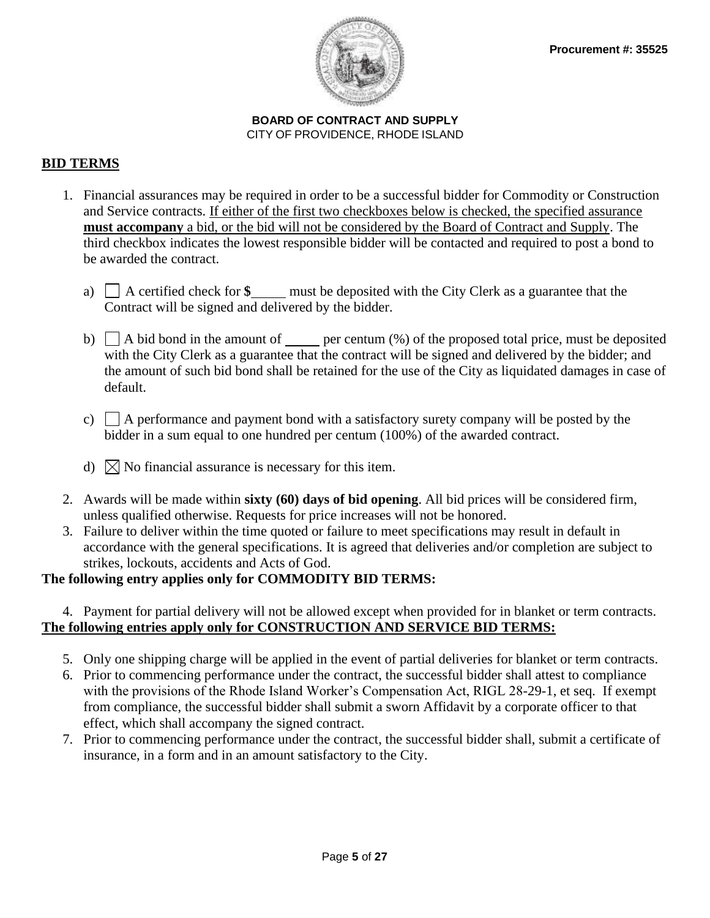Procurement #: 35525

**BOARD OF CONTRACT AND SUPPLY**
CITY OF PROVIDENCE, RHODE ISLAND

## BID TERMS

1. Financial assurances may be required in order to be a successful bidder for Commodity or Construction and Service contracts. If either of the first two checkboxes below is checked, the specified assurance **must accompany** a bid, or the bid will not be considered by the Board of Contract and Supply. The third checkbox indicates the lowest responsible bidder will be contacted and required to post a bond to be awarded the contract.

   a) ☐ A certified check for **$**_____ must be deposited with the City Clerk as a guarantee that the Contract will be signed and delivered by the bidder.

   b) ☐ A bid bond in the amount of _____ per centum (%) of the proposed total price, must be deposited with the City Clerk as a guarantee that the contract will be signed and delivered by the bidder; and the amount of such bid bond shall be retained for the use of the City as liquidated damages in case of default.

   c) ☐ A performance and payment bond with a satisfactory surety company will be posted by the bidder in a sum equal to one hundred per centum (100%) of the awarded contract.

   d) ☒ No financial assurance is necessary for this item.

2. Awards will be made within **sixty (60) days of bid opening**. All bid prices will be considered firm, unless qualified otherwise. Requests for price increases will not be honored.
3. Failure to deliver within the time quoted or failure to meet specifications may result in default in accordance with the general specifications. It is agreed that deliveries and/or completion are subject to strikes, lockouts, accidents and Acts of God.

**The following entry applies only for COMMODITY BID TERMS:**

4. Payment for partial delivery will not be allowed except when provided for in blanket or term contracts.

**The following entries apply only for CONSTRUCTION AND SERVICE BID TERMS:**

5. Only one shipping charge will be applied in the event of partial deliveries for blanket or term contracts.
6. Prior to commencing performance under the contract, the successful bidder shall attest to compliance with the provisions of the Rhode Island Worker's Compensation Act, RIGL 28-29-1, et seq. If exempt from compliance, the successful bidder shall submit a sworn Affidavit by a corporate officer to that effect, which shall accompany the signed contract.
7. Prior to commencing performance under the contract, the successful bidder shall, submit a certificate of insurance, in a form and in an amount satisfactory to the City.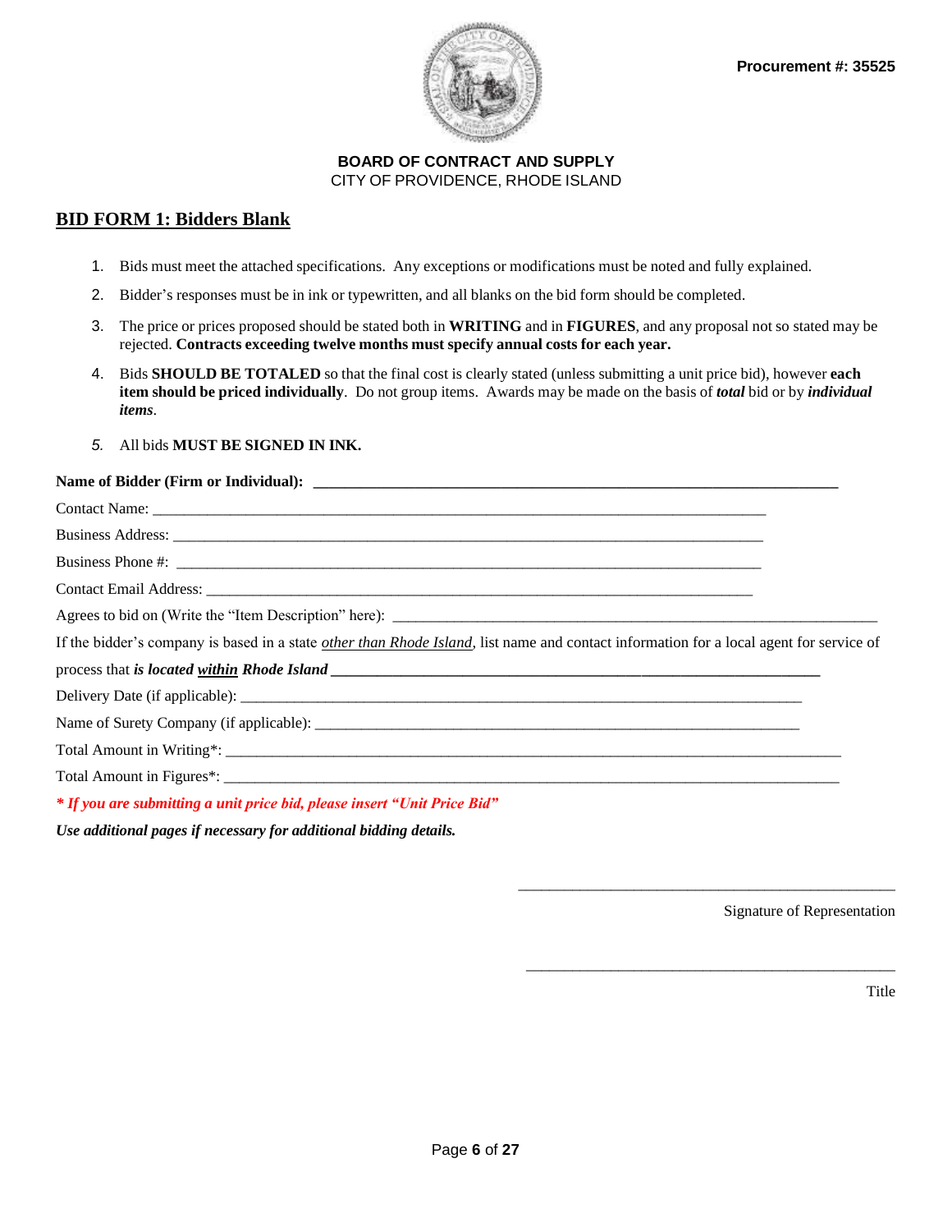Procurement #: 35525

**BOARD OF CONTRACT AND SUPPLY**
CITY OF PROVIDENCE, RHODE ISLAND

## BID FORM 1: Bidders Blank

1. Bids must meet the attached specifications. Any exceptions or modifications must be noted and fully explained.
2. Bidder's responses must be in ink or typewritten, and all blanks on the bid form should be completed.
3. The price or prices proposed should be stated both in **WRITING** and in **FIGURES**, and any proposal not so stated may be rejected. **Contracts exceeding twelve months must specify annual costs for each year.**
4. Bids **SHOULD BE TOTALED** so that the final cost is clearly stated (unless submitting a unit price bid), however **each item should be priced individually**. Do not group items. Awards may be made on the basis of ***total*** bid or by ***individual items***.
5. All bids **MUST BE SIGNED IN INK.**

**Name of Bidder (Firm or Individual):** ______________________________

Contact Name: ______________________________

Business Address: ______________________________

Business Phone #: ______________________________

Contact Email Address: ______________________________

Agrees to bid on (Write the "Item Description" here): ______________________________

If the bidder's company is based in a state *other than Rhode Island*, list name and contact information for a local agent for service of process that ***is located within Rhode Island*** ______________________________

Delivery Date (if applicable): ______________________________

Name of Surety Company (if applicable): ______________________________

Total Amount in Writing*: ______________________________

Total Amount in Figures*: ______________________________

***\* If you are submitting a unit price bid, please insert "Unit Price Bid"***

***Use additional pages if necessary for additional bidding details.***

______________________________
Signature of Representation

______________________________
Title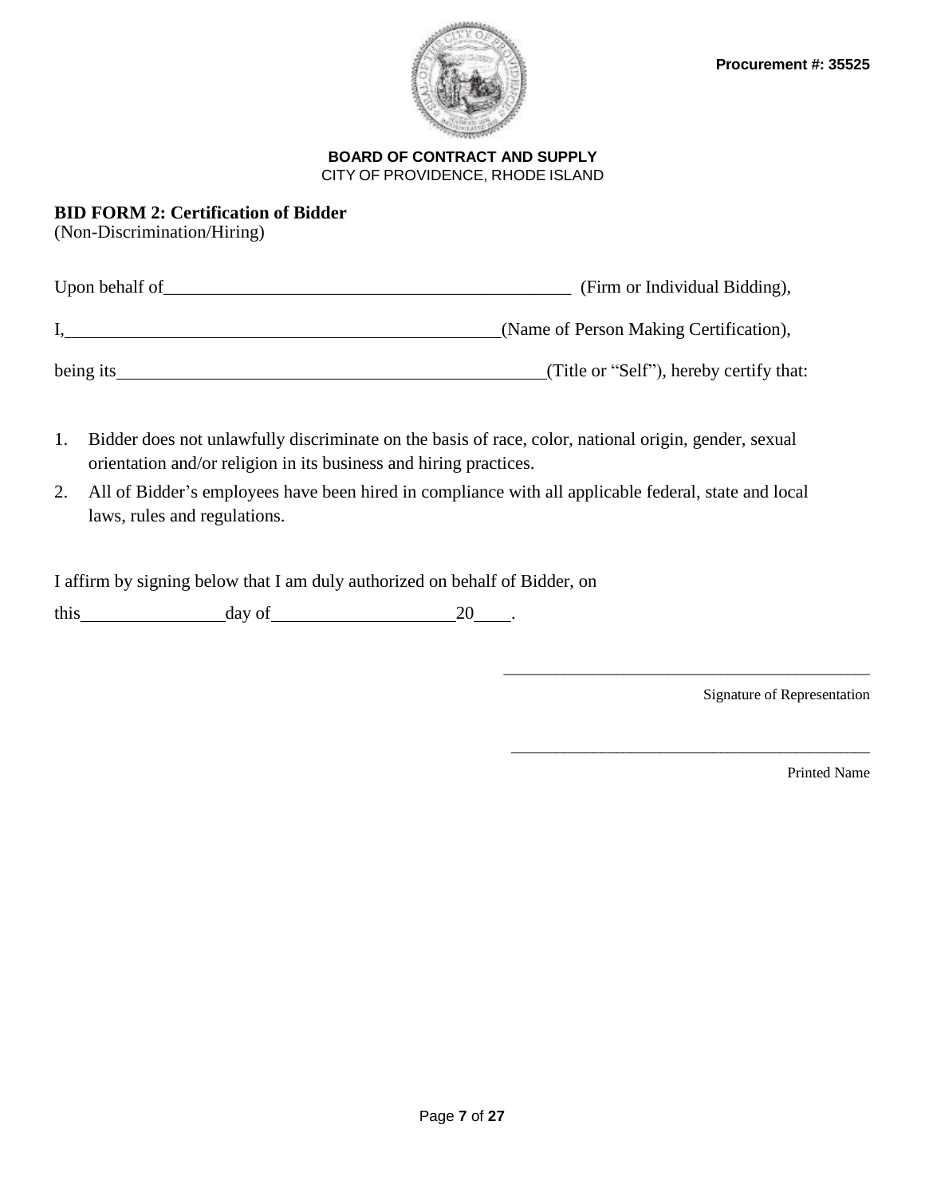Procurement #: 35525

**BOARD OF CONTRACT AND SUPPLY**
CITY OF PROVIDENCE, RHODE ISLAND

**BID FORM 2: Certification of Bidder**
(Non-Discrimination/Hiring)

Upon behalf of_____________________________________________ (Firm or Individual Bidding),

I,_________________________________________________(Name of Person Making Certification),

being its_________________________________________________(Title or "Self"), hereby certify that:

1. Bidder does not unlawfully discriminate on the basis of race, color, national origin, gender, sexual orientation and/or religion in its business and hiring practices.
2. All of Bidder's employees have been hired in compliance with all applicable federal, state and local laws, rules and regulations.

I affirm by signing below that I am duly authorized on behalf of Bidder, on

this________________day of____________________20____.

_____________________________________________
Signature of Representation

_____________________________________________
Printed Name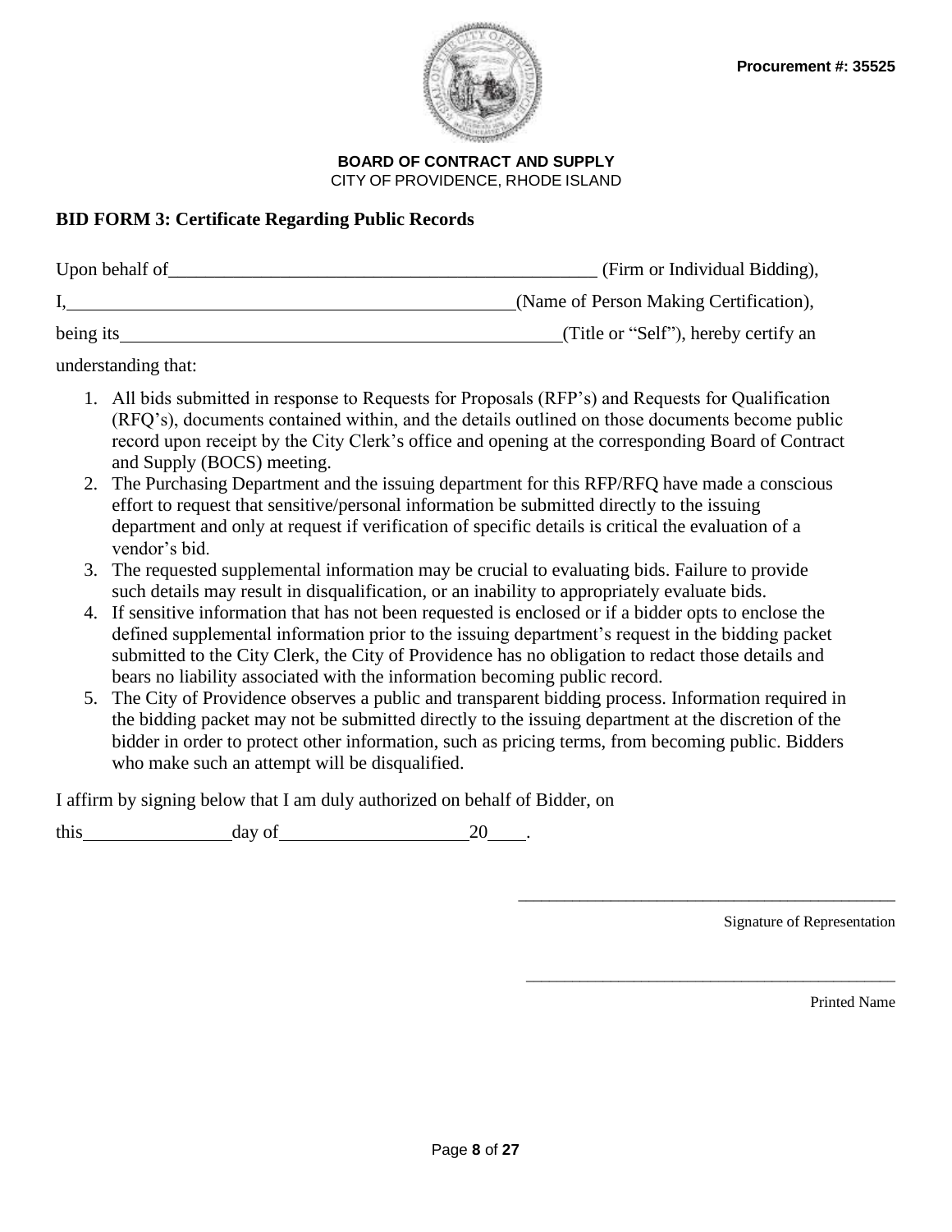**Procurement #: 35525**

**BOARD OF CONTRACT AND SUPPLY**
CITY OF PROVIDENCE, RHODE ISLAND

## BID FORM 3: Certificate Regarding Public Records

Upon behalf of_______________________________________________ (Firm or Individual Bidding),

I,_________________________________________________(Name of Person Making Certification),

being its_________________________________________________(Title or "Self"), hereby certify an understanding that:

1. All bids submitted in response to Requests for Proposals (RFP's) and Requests for Qualification (RFQ's), documents contained within, and the details outlined on those documents become public record upon receipt by the City Clerk's office and opening at the corresponding Board of Contract and Supply (BOCS) meeting.
2. The Purchasing Department and the issuing department for this RFP/RFQ have made a conscious effort to request that sensitive/personal information be submitted directly to the issuing department and only at request if verification of specific details is critical the evaluation of a vendor's bid.
3. The requested supplemental information may be crucial to evaluating bids. Failure to provide such details may result in disqualification, or an inability to appropriately evaluate bids.
4. If sensitive information that has not been requested is enclosed or if a bidder opts to enclose the defined supplemental information prior to the issuing department's request in the bidding packet submitted to the City Clerk, the City of Providence has no obligation to redact those details and bears no liability associated with the information becoming public record.
5. The City of Providence observes a public and transparent bidding process. Information required in the bidding packet may not be submitted directly to the issuing department at the discretion of the bidder in order to protect other information, such as pricing terms, from becoming public. Bidders who make such an attempt will be disqualified.

I affirm by signing below that I am duly authorized on behalf of Bidder, on

this________________day of____________________20____.

_____________________________________________
Signature of Representation

_____________________________________________
Printed Name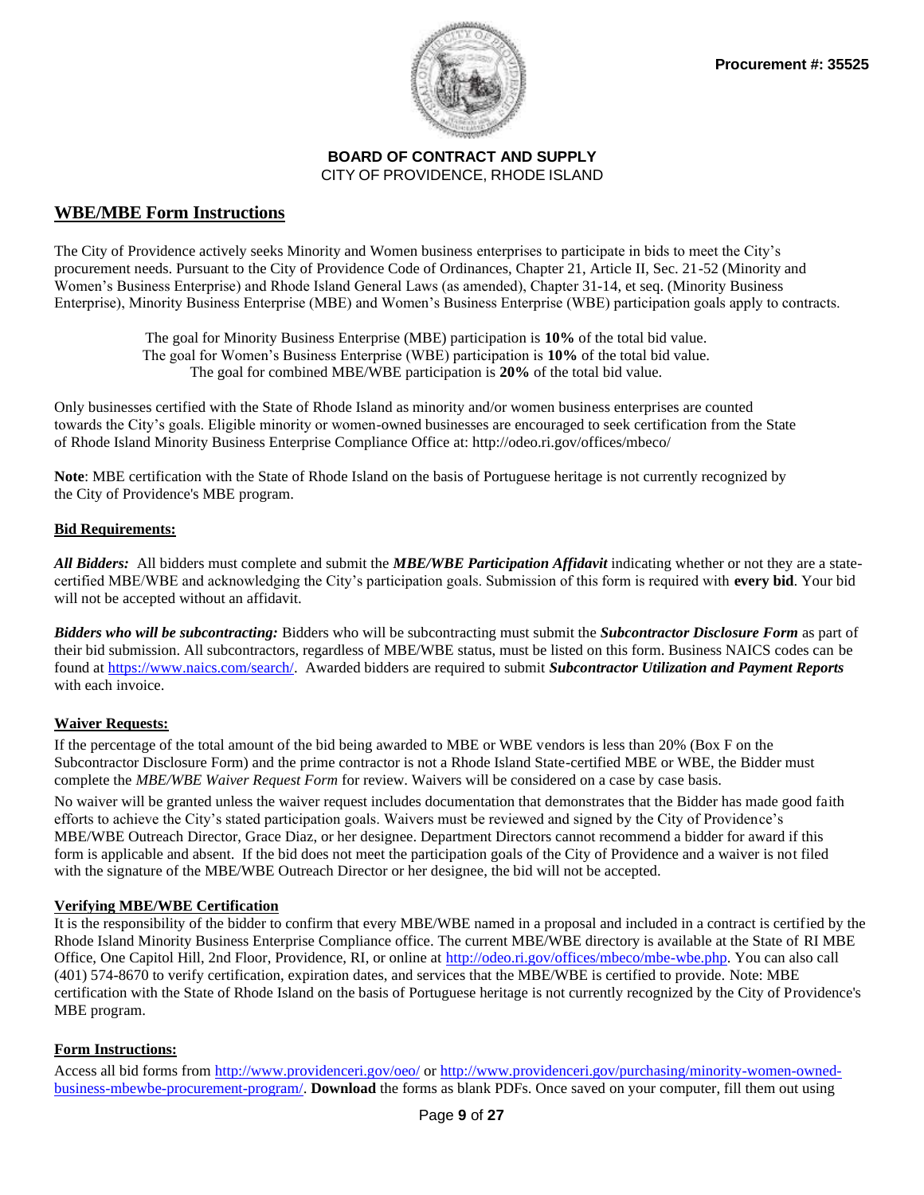Procurement #: 35525

**BOARD OF CONTRACT AND SUPPLY**
CITY OF PROVIDENCE, RHODE ISLAND

## WBE/MBE Form Instructions

The City of Providence actively seeks Minority and Women business enterprises to participate in bids to meet the City's procurement needs. Pursuant to the City of Providence Code of Ordinances, Chapter 21, Article II, Sec. 21-52 (Minority and Women's Business Enterprise) and Rhode Island General Laws (as amended), Chapter 31-14, et seq. (Minority Business Enterprise), Minority Business Enterprise (MBE) and Women's Business Enterprise (WBE) participation goals apply to contracts.

The goal for Minority Business Enterprise (MBE) participation is **10%** of the total bid value.
The goal for Women's Business Enterprise (WBE) participation is **10%** of the total bid value.
The goal for combined MBE/WBE participation is **20%** of the total bid value.

Only businesses certified with the State of Rhode Island as minority and/or women business enterprises are counted towards the City's goals. Eligible minority or women-owned businesses are encouraged to seek certification from the State of Rhode Island Minority Business Enterprise Compliance Office at: http://odeo.ri.gov/offices/mbeco/

**Note**: MBE certification with the State of Rhode Island on the basis of Portuguese heritage is not currently recognized by the City of Providence's MBE program.

**Bid Requirements:**

***All Bidders:*** All bidders must complete and submit the ***MBE/WBE Participation Affidavit*** indicating whether or not they are a state-certified MBE/WBE and acknowledging the City's participation goals. Submission of this form is required with **every bid**. Your bid will not be accepted without an affidavit.

***Bidders who will be subcontracting:*** Bidders who will be subcontracting must submit the ***Subcontractor Disclosure Form*** as part of their bid submission. All subcontractors, regardless of MBE/WBE status, must be listed on this form. Business NAICS codes can be found at https://www.naics.com/search/. Awarded bidders are required to submit ***Subcontractor Utilization and Payment Reports*** with each invoice.

**Waiver Requests:**

If the percentage of the total amount of the bid being awarded to MBE or WBE vendors is less than 20% (Box F on the Subcontractor Disclosure Form) and the prime contractor is not a Rhode Island State-certified MBE or WBE, the Bidder must complete the *MBE/WBE Waiver Request Form* for review. Waivers will be considered on a case by case basis.

No waiver will be granted unless the waiver request includes documentation that demonstrates that the Bidder has made good faith efforts to achieve the City's stated participation goals. Waivers must be reviewed and signed by the City of Providence's MBE/WBE Outreach Director, Grace Diaz, or her designee. Department Directors cannot recommend a bidder for award if this form is applicable and absent. If the bid does not meet the participation goals of the City of Providence and a waiver is not filed with the signature of the MBE/WBE Outreach Director or her designee, the bid will not be accepted.

**Verifying MBE/WBE Certification**

It is the responsibility of the bidder to confirm that every MBE/WBE named in a proposal and included in a contract is certified by the Rhode Island Minority Business Enterprise Compliance office. The current MBE/WBE directory is available at the State of RI MBE Office, One Capitol Hill, 2nd Floor, Providence, RI, or online at http://odeo.ri.gov/offices/mbeco/mbe-wbe.php. You can also call (401) 574-8670 to verify certification, expiration dates, and services that the MBE/WBE is certified to provide. Note: MBE certification with the State of Rhode Island on the basis of Portuguese heritage is not currently recognized by the City of Providence's MBE program.

**Form Instructions:**

Access all bid forms from http://www.providenceri.gov/oeo/ or http://www.providenceri.gov/purchasing/minority-women-owned-business-mbewbe-procurement-program/. **Download** the forms as blank PDFs. Once saved on your computer, fill them out using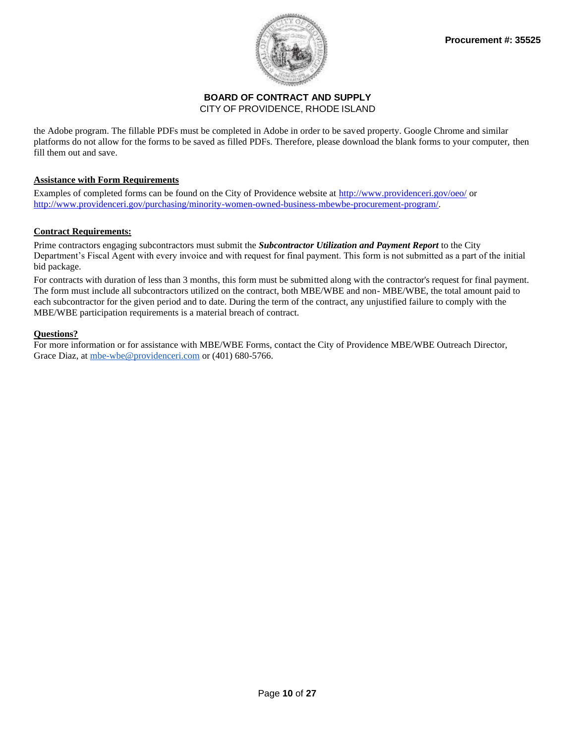the Adobe program. The fillable PDFs must be completed in Adobe in order to be saved property. Google Chrome and similar platforms do not allow for the forms to be saved as filled PDFs. Therefore, please download the blank forms to your computer, then fill them out and save.

**Assistance with Form Requirements**

Examples of completed forms can be found on the City of Providence website at http://www.providenceri.gov/oeo/ or http://www.providenceri.gov/purchasing/minority-women-owned-business-mbewbe-procurement-program/.

**Contract Requirements:**

Prime contractors engaging subcontractors must submit the ***Subcontractor Utilization and Payment Report*** to the City Department's Fiscal Agent with every invoice and with request for final payment. This form is not submitted as a part of the initial bid package.

For contracts with duration of less than 3 months, this form must be submitted along with the contractor's request for final payment. The form must include all subcontractors utilized on the contract, both MBE/WBE and non- MBE/WBE, the total amount paid to each subcontractor for the given period and to date. During the term of the contract, any unjustified failure to comply with the MBE/WBE participation requirements is a material breach of contract.

**Questions?**

For more information or for assistance with MBE/WBE Forms, contact the City of Providence MBE/WBE Outreach Director, Grace Diaz, at mbe-wbe@providenceri.com or (401) 680-5766.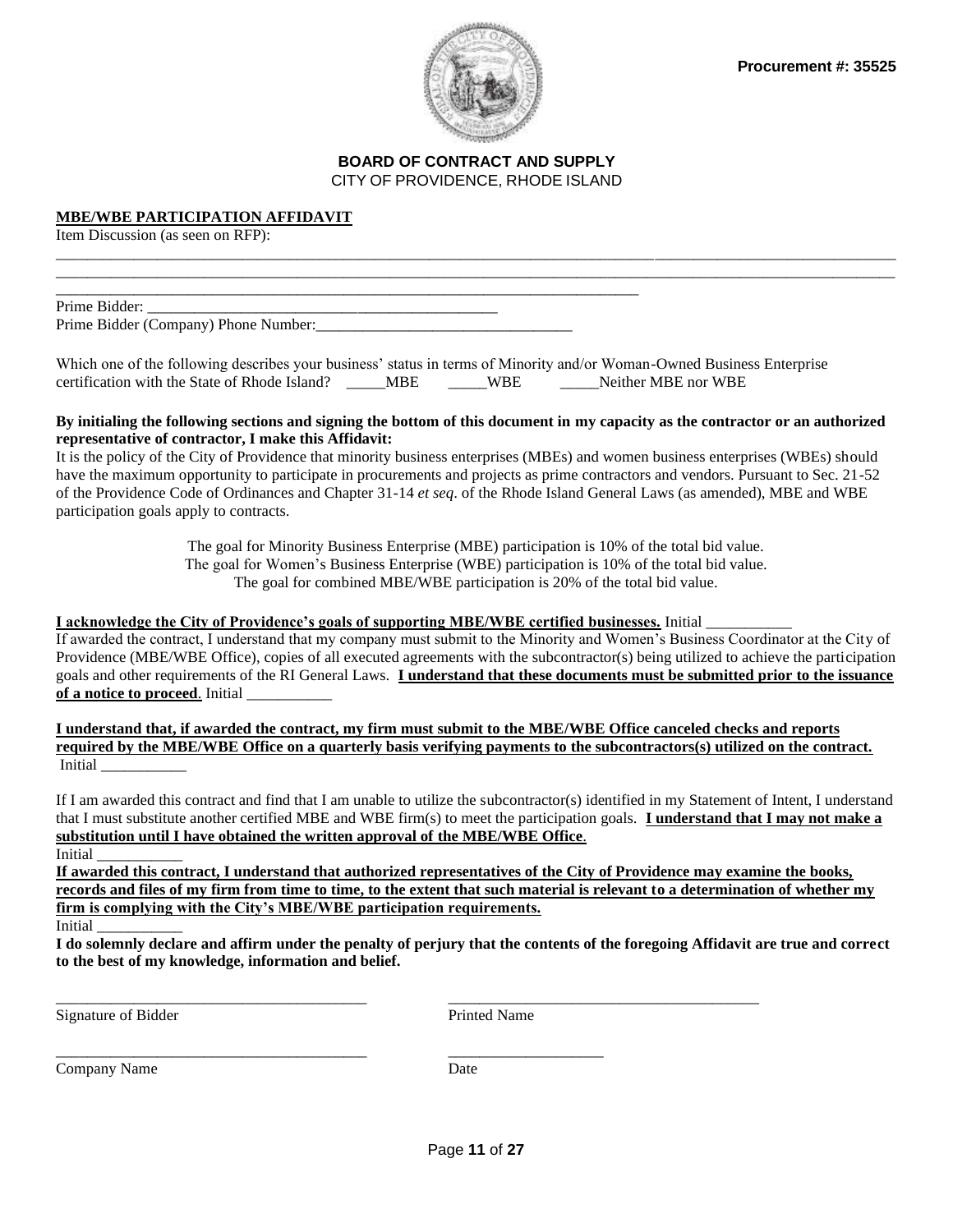**Procurement #: 35525**

**BOARD OF CONTRACT AND SUPPLY**
CITY OF PROVIDENCE, RHODE ISLAND

**MBE/WBE PARTICIPATION AFFIDAVIT**

Item Discussion (as seen on RFP):

________________________________________________________________________________________________________
________________________________________________________________________________________________________
______________________________________________________________________________

Prime Bidder: _______________________________________________

Prime Bidder (Company) Phone Number:________________________________

Which one of the following describes your business' status in terms of Minority and/or Woman-Owned Business Enterprise certification with the State of Rhode Island? _____MBE _____WBE _____Neither MBE nor WBE

**By initialing the following sections and signing the bottom of this document in my capacity as the contractor or an authorized representative of contractor, I make this Affidavit:**

It is the policy of the City of Providence that minority business enterprises (MBEs) and women business enterprises (WBEs) should have the maximum opportunity to participate in procurements and projects as prime contractors and vendors. Pursuant to Sec. 21-52 of the Providence Code of Ordinances and Chapter 31-14 *et seq*. of the Rhode Island General Laws (as amended), MBE and WBE participation goals apply to contracts.

The goal for Minority Business Enterprise (MBE) participation is 10% of the total bid value.
The goal for Women's Business Enterprise (WBE) participation is 10% of the total bid value.
The goal for combined MBE/WBE participation is 20% of the total bid value.

**I acknowledge the City of Providence's goals of supporting MBE/WBE certified businesses.** Initial ___________

If awarded the contract, I understand that my company must submit to the Minority and Women's Business Coordinator at the City of Providence (MBE/WBE Office), copies of all executed agreements with the subcontractor(s) being utilized to achieve the participation goals and other requirements of the RI General Laws. **I understand that these documents must be submitted prior to the issuance of a notice to proceed**. Initial ___________

**I understand that, if awarded the contract, my firm must submit to the MBE/WBE Office canceled checks and reports required by the MBE/WBE Office on a quarterly basis verifying payments to the subcontractors(s) utilized on the contract.** Initial ___________

If I am awarded this contract and find that I am unable to utilize the subcontractor(s) identified in my Statement of Intent, I understand that I must substitute another certified MBE and WBE firm(s) to meet the participation goals. **I understand that I may not make a substitution until I have obtained the written approval of the MBE/WBE Office**.
Initial ___________

**If awarded this contract, I understand that authorized representatives of the City of Providence may examine the books, records and files of my firm from time to time, to the extent that such material is relevant to a determination of whether my firm is complying with the City's MBE/WBE participation requirements.**
Initial ___________

**I do solemnly declare and affirm under the penalty of perjury that the contents of the foregoing Affidavit are true and correct to the best of my knowledge, information and belief.**

| ________________________________________ | ________________________________________ |
|---|---|
| Signature of Bidder | Printed Name |
| ________________________________________ | ____________________ |
| Company Name | Date |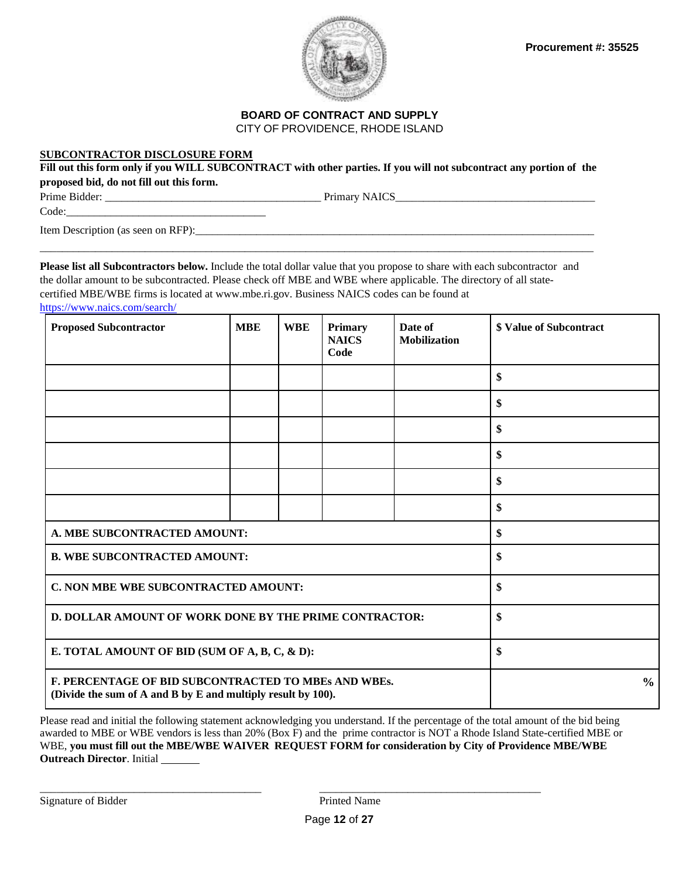Procurement #: 35525

**BOARD OF CONTRACT AND SUPPLY**
CITY OF PROVIDENCE, RHODE ISLAND

**SUBCONTRACTOR DISCLOSURE FORM**

**Fill out this form only if you WILL SUBCONTRACT with other parties. If you will not subcontract any portion of the proposed bid, do not fill out this form.**

Prime Bidder: ______________________________________ Primary NAICS Code: ___________________________________

Item Description (as seen on RFP): ___________________________________________________________________________

**Please list all Subcontractors below.** Include the total dollar value that you propose to share with each subcontractor and the dollar amount to be subcontracted. Please check off MBE and WBE where applicable. The directory of all state-certified MBE/WBE firms is located at www.mbe.ri.gov. Business NAICS codes can be found at https://www.naics.com/search/

| Proposed Subcontractor | MBE | WBE | Primary NAICS Code | Date of Mobilization | $ Value of Subcontract |
|---|---|---|---|---|---|
| | | | | | $ |
| | | | | | $ |
| | | | | | $ |
| | | | | | $ |
| | | | | | $ |
| | | | | | $ |
| **A. MBE SUBCONTRACTED AMOUNT:** | | | | | $ |
| **B. WBE SUBCONTRACTED AMOUNT:** | | | | | $ |
| **C. NON MBE WBE SUBCONTRACTED AMOUNT:** | | | | | $ |
| **D. DOLLAR AMOUNT OF WORK DONE BY THE PRIME CONTRACTOR:** | | | | | $ |
| **E. TOTAL AMOUNT OF BID (SUM OF A, B, C, & D):** | | | | | $ |
| **F. PERCENTAGE OF BID SUBCONTRACTED TO MBEs AND WBEs. (Divide the sum of A and B by E and multiply result by 100).** | | | | | % |

Please read and initial the following statement acknowledging you understand. If the percentage of the total amount of the bid being awarded to MBE or WBE vendors is less than 20% (Box F) and the prime contractor is NOT a Rhode Island State-certified MBE or WBE, **you must fill out the MBE/WBE WAIVER REQUEST FORM for consideration by City of Providence MBE/WBE Outreach Director**. Initial _______

_________________________________________ 　　 _________________________________________
Signature of Bidder 　　 Printed Name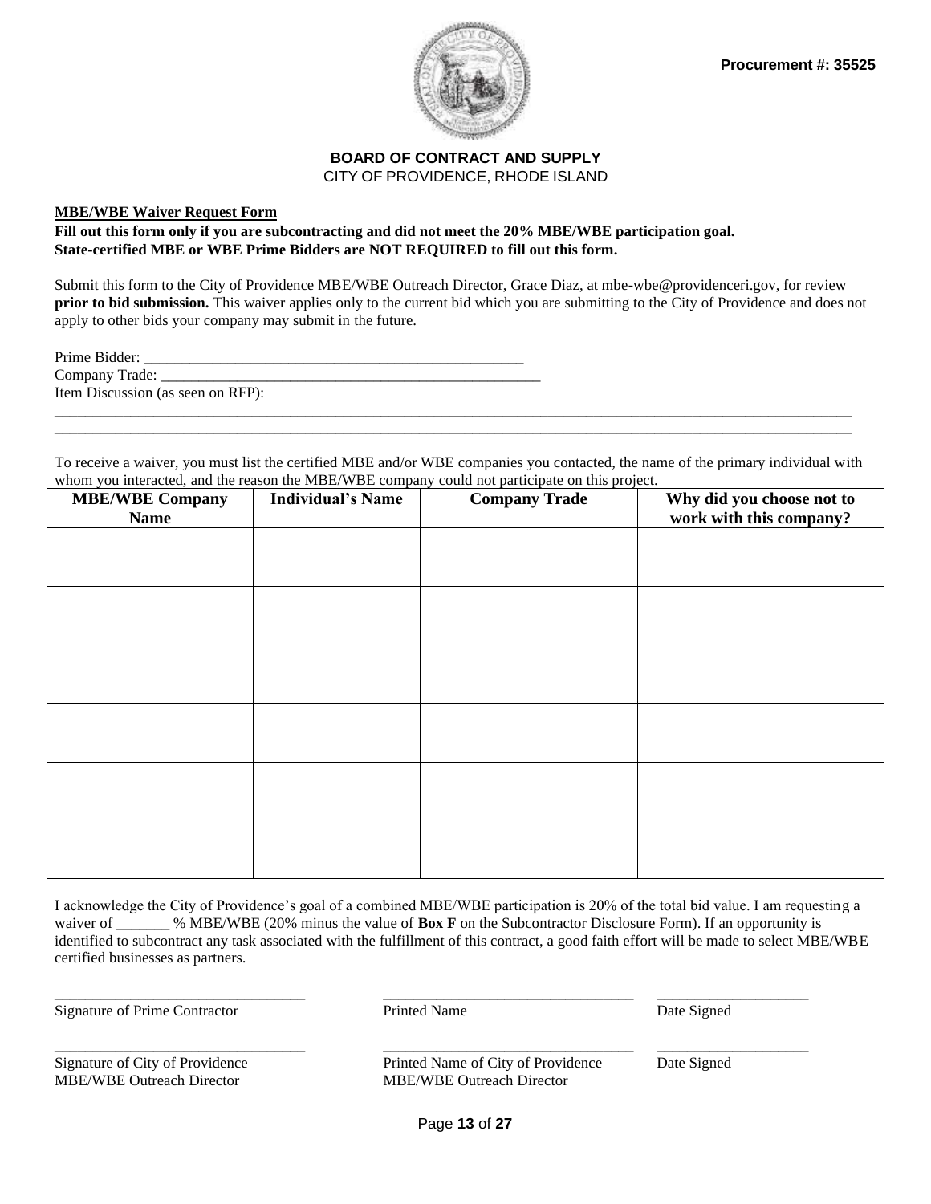**Procurement #: 35525**

**BOARD OF CONTRACT AND SUPPLY**
CITY OF PROVIDENCE, RHODE ISLAND

**MBE/WBE Waiver Request Form**

**Fill out this form only if you are subcontracting and did not meet the 20% MBE/WBE participation goal.**
**State-certified MBE or WBE Prime Bidders are NOT REQUIRED to fill out this form.**

Submit this form to the City of Providence MBE/WBE Outreach Director, Grace Diaz, at mbe-wbe@providenceri.gov, for review **prior to bid submission.** This waiver applies only to the current bid which you are submitting to the City of Providence and does not apply to other bids your company may submit in the future.

Prime Bidder: ____________________________________________________

Company Trade: ____________________________________________________

Item Discussion (as seen on RFP):

____________________________________________________________________________________________________

____________________________________________________________________________________________________

To receive a waiver, you must list the certified MBE and/or WBE companies you contacted, the name of the primary individual with whom you interacted, and the reason the MBE/WBE company could not participate on this project.

| MBE/WBE Company Name | Individual's Name | Company Trade | Why did you choose not to work with this company? |
|---|---|---|---|
| | | | |
| | | | |
| | | | |
| | | | |
| | | | |
| | | | |

I acknowledge the City of Providence's goal of a combined MBE/WBE participation is 20% of the total bid value. I am requesting a waiver of _______ % MBE/WBE (20% minus the value of **Box F** on the Subcontractor Disclosure Form). If an opportunity is identified to subcontract any task associated with the fulfillment of this contract, a good faith effort will be made to select MBE/WBE certified businesses as partners.

| | | |
|---|---|---|
| _________________________________ | _________________________________ | ____________________ |
| Signature of Prime Contractor | Printed Name | Date Signed |
| _________________________________ | _________________________________ | ____________________ |
| Signature of City of Providence MBE/WBE Outreach Director | Printed Name of City of Providence MBE/WBE Outreach Director | Date Signed |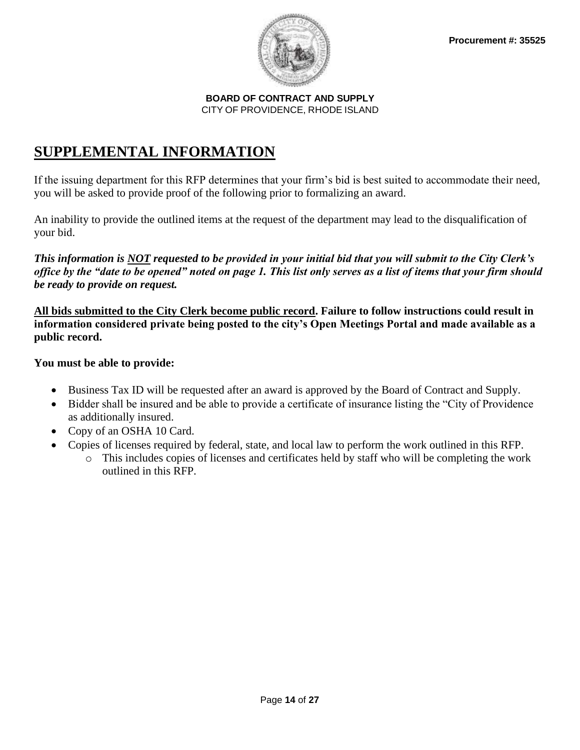**Procurement #: 35525**

**BOARD OF CONTRACT AND SUPPLY**
CITY OF PROVIDENCE, RHODE ISLAND

# SUPPLEMENTAL INFORMATION

If the issuing department for this RFP determines that your firm's bid is best suited to accommodate their need, you will be asked to provide proof of the following prior to formalizing an award.

An inability to provide the outlined items at the request of the department may lead to the disqualification of your bid.

***This information is NOT requested to be provided in your initial bid that you will submit to the City Clerk's office by the "date to be opened" noted on page 1. This list only serves as a list of items that your firm should be ready to provide on request.***

**All bids submitted to the City Clerk become public record. Failure to follow instructions could result in information considered private being posted to the city's Open Meetings Portal and made available as a public record.**

**You must be able to provide:**

- Business Tax ID will be requested after an award is approved by the Board of Contract and Supply.
- Bidder shall be insured and be able to provide a certificate of insurance listing the "City of Providence as additionally insured.
- Copy of an OSHA 10 Card.
- Copies of licenses required by federal, state, and local law to perform the work outlined in this RFP.
  - This includes copies of licenses and certificates held by staff who will be completing the work outlined in this RFP.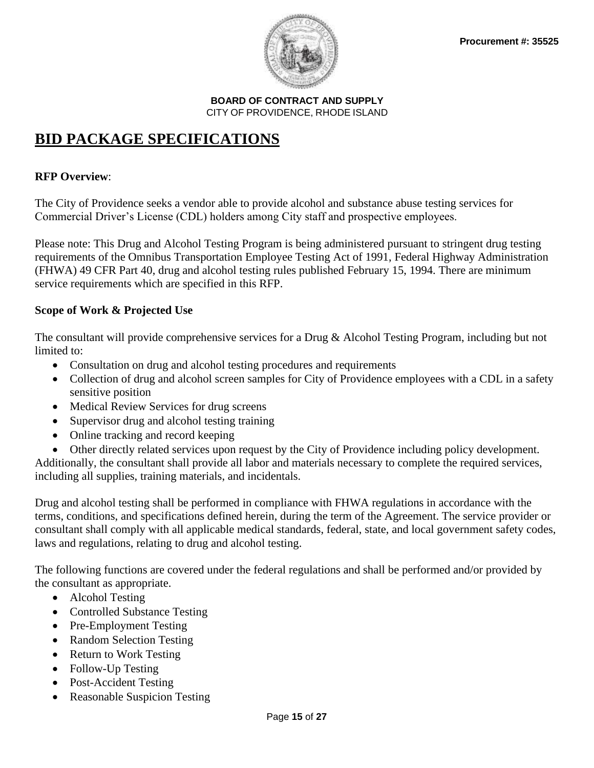Procurement #: 35525

**BOARD OF CONTRACT AND SUPPLY**
CITY OF PROVIDENCE, RHODE ISLAND

# BID PACKAGE SPECIFICATIONS

**RFP Overview**:

The City of Providence seeks a vendor able to provide alcohol and substance abuse testing services for Commercial Driver's License (CDL) holders among City staff and prospective employees.

Please note: This Drug and Alcohol Testing Program is being administered pursuant to stringent drug testing requirements of the Omnibus Transportation Employee Testing Act of 1991, Federal Highway Administration (FHWA) 49 CFR Part 40, drug and alcohol testing rules published February 15, 1994. There are minimum service requirements which are specified in this RFP.

**Scope of Work & Projected Use**

The consultant will provide comprehensive services for a Drug & Alcohol Testing Program, including but not limited to:

- Consultation on drug and alcohol testing procedures and requirements
- Collection of drug and alcohol screen samples for City of Providence employees with a CDL in a safety sensitive position
- Medical Review Services for drug screens
- Supervisor drug and alcohol testing training
- Online tracking and record keeping
- Other directly related services upon request by the City of Providence including policy development.

Additionally, the consultant shall provide all labor and materials necessary to complete the required services, including all supplies, training materials, and incidentals.

Drug and alcohol testing shall be performed in compliance with FHWA regulations in accordance with the terms, conditions, and specifications defined herein, during the term of the Agreement. The service provider or consultant shall comply with all applicable medical standards, federal, state, and local government safety codes, laws and regulations, relating to drug and alcohol testing.

The following functions are covered under the federal regulations and shall be performed and/or provided by the consultant as appropriate.

- Alcohol Testing
- Controlled Substance Testing
- Pre-Employment Testing
- Random Selection Testing
- Return to Work Testing
- Follow-Up Testing
- Post-Accident Testing
- Reasonable Suspicion Testing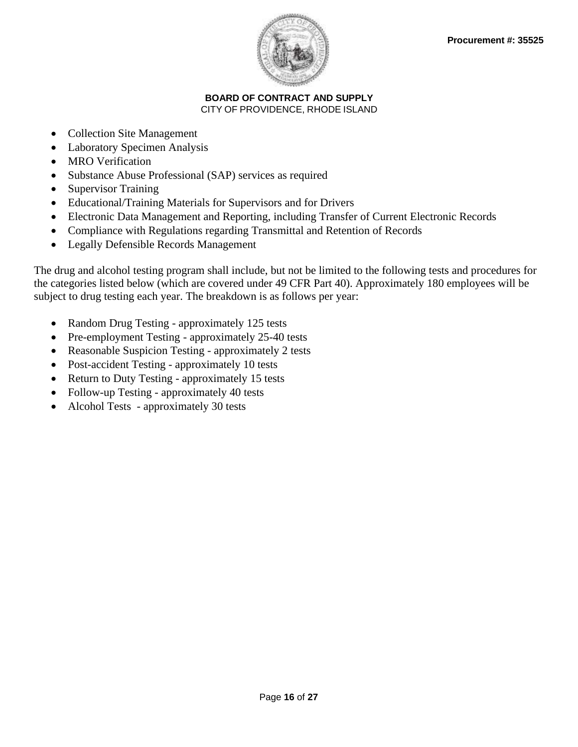- Collection Site Management
- Laboratory Specimen Analysis
- MRO Verification
- Substance Abuse Professional (SAP) services as required
- Supervisor Training
- Educational/Training Materials for Supervisors and for Drivers
- Electronic Data Management and Reporting, including Transfer of Current Electronic Records
- Compliance with Regulations regarding Transmittal and Retention of Records
- Legally Defensible Records Management

The drug and alcohol testing program shall include, but not be limited to the following tests and procedures for the categories listed below (which are covered under 49 CFR Part 40). Approximately 180 employees will be subject to drug testing each year. The breakdown is as follows per year:

- Random Drug Testing - approximately 125 tests
- Pre-employment Testing - approximately 25-40 tests
- Reasonable Suspicion Testing - approximately 2 tests
- Post-accident Testing - approximately 10 tests
- Return to Duty Testing - approximately 15 tests
- Follow-up Testing - approximately 40 tests
- Alcohol Tests - approximately 30 tests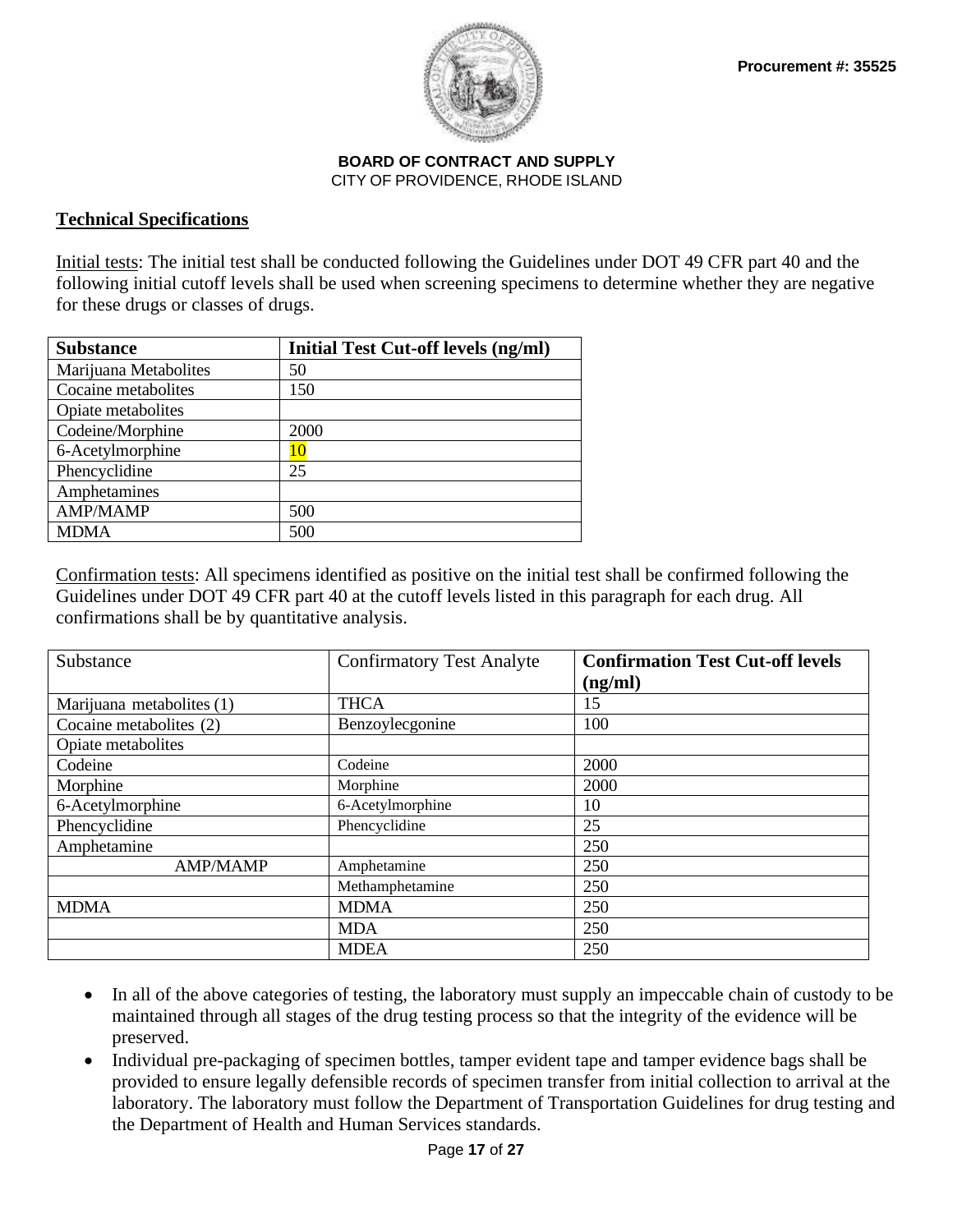**Procurement #: 35525**

**BOARD OF CONTRACT AND SUPPLY**
CITY OF PROVIDENCE, RHODE ISLAND

## Technical Specifications

Initial tests: The initial test shall be conducted following the Guidelines under DOT 49 CFR part 40 and the following initial cutoff levels shall be used when screening specimens to determine whether they are negative for these drugs or classes of drugs.

| Substance | Initial Test Cut-off levels (ng/ml) |
|---|---|
| Marijuana Metabolites | 50 |
| Cocaine metabolites | 150 |
| Opiate metabolites | |
| Codeine/Morphine | 2000 |
| 6-Acetylmorphine | 10 |
| Phencyclidine | 25 |
| Amphetamines | |
| AMP/MAMP | 500 |
| MDMA | 500 |

Confirmation tests: All specimens identified as positive on the initial test shall be confirmed following the Guidelines under DOT 49 CFR part 40 at the cutoff levels listed in this paragraph for each drug. All confirmations shall be by quantitative analysis.

| Substance | Confirmatory Test Analyte | Confirmation Test Cut-off levels (ng/ml) |
|---|---|---|
| Marijuana metabolites (1) | THCA | 15 |
| Cocaine metabolites (2) | Benzoylecgonine | 100 |
| Opiate metabolites | | |
| Codeine | Codeine | 2000 |
| Morphine | Morphine | 2000 |
| 6-Acetylmorphine | 6-Acetylmorphine | 10 |
| Phencyclidine | Phencyclidine | 25 |
| Amphetamine | | 250 |
| AMP/MAMP | Amphetamine | 250 |
| | Methamphetamine | 250 |
| MDMA | MDMA | 250 |
| | MDA | 250 |
| | MDEA | 250 |

- In all of the above categories of testing, the laboratory must supply an impeccable chain of custody to be maintained through all stages of the drug testing process so that the integrity of the evidence will be preserved.
- Individual pre-packaging of specimen bottles, tamper evident tape and tamper evidence bags shall be provided to ensure legally defensible records of specimen transfer from initial collection to arrival at the laboratory. The laboratory must follow the Department of Transportation Guidelines for drug testing and the Department of Health and Human Services standards.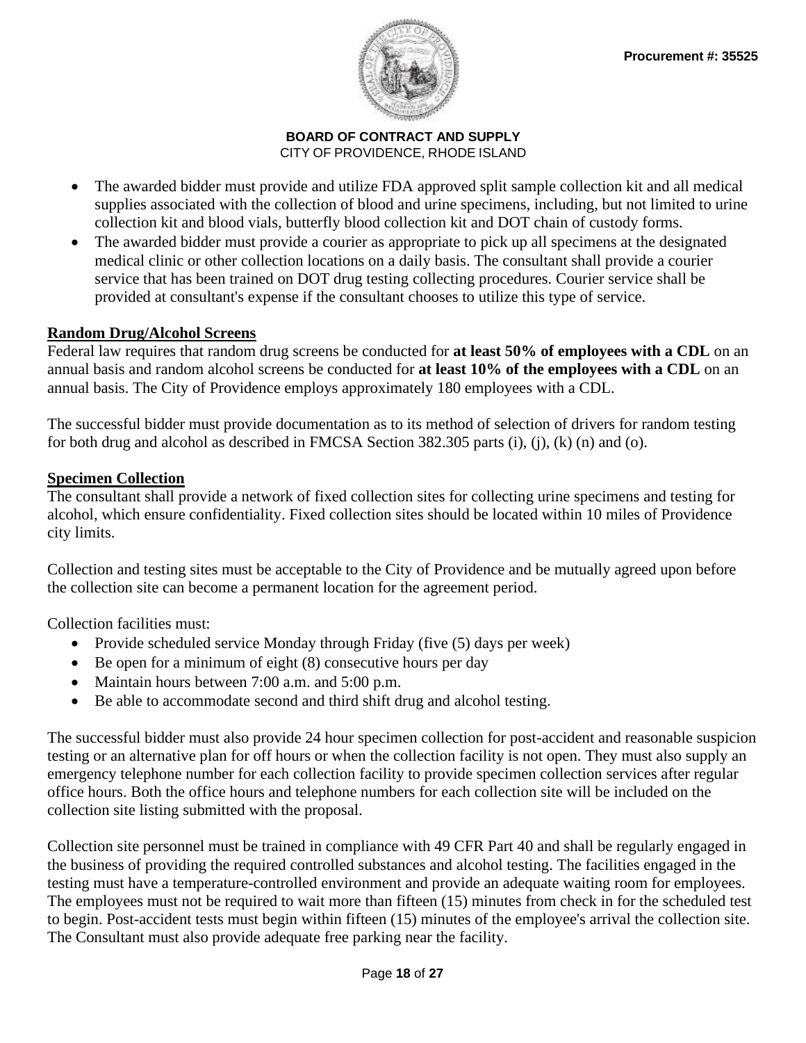- The awarded bidder must provide and utilize FDA approved split sample collection kit and all medical supplies associated with the collection of blood and urine specimens, including, but not limited to urine collection kit and blood vials, butterfly blood collection kit and DOT chain of custody forms.
- The awarded bidder must provide a courier as appropriate to pick up all specimens at the designated medical clinic or other collection locations on a daily basis. The consultant shall provide a courier service that has been trained on DOT drug testing collecting procedures. Courier service shall be provided at consultant's expense if the consultant chooses to utilize this type of service.

**Random Drug/Alcohol Screens**

Federal law requires that random drug screens be conducted for **at least 50% of employees with a CDL** on an annual basis and random alcohol screens be conducted for **at least 10% of the employees with a CDL** on an annual basis. The City of Providence employs approximately 180 employees with a CDL.

The successful bidder must provide documentation as to its method of selection of drivers for random testing for both drug and alcohol as described in FMCSA Section 382.305 parts (i), (j), (k) (n) and (o).

**Specimen Collection**

The consultant shall provide a network of fixed collection sites for collecting urine specimens and testing for alcohol, which ensure confidentiality. Fixed collection sites should be located within 10 miles of Providence city limits.

Collection and testing sites must be acceptable to the City of Providence and be mutually agreed upon before the collection site can become a permanent location for the agreement period.

Collection facilities must:

- Provide scheduled service Monday through Friday (five (5) days per week)
- Be open for a minimum of eight (8) consecutive hours per day
- Maintain hours between 7:00 a.m. and 5:00 p.m.
- Be able to accommodate second and third shift drug and alcohol testing.

The successful bidder must also provide 24 hour specimen collection for post-accident and reasonable suspicion testing or an alternative plan for off hours or when the collection facility is not open. They must also supply an emergency telephone number for each collection facility to provide specimen collection services after regular office hours. Both the office hours and telephone numbers for each collection site will be included on the collection site listing submitted with the proposal.

Collection site personnel must be trained in compliance with 49 CFR Part 40 and shall be regularly engaged in the business of providing the required controlled substances and alcohol testing. The facilities engaged in the testing must have a temperature-controlled environment and provide an adequate waiting room for employees. The employees must not be required to wait more than fifteen (15) minutes from check in for the scheduled test to begin. Post-accident tests must begin within fifteen (15) minutes of the employee's arrival the collection site. The Consultant must also provide adequate free parking near the facility.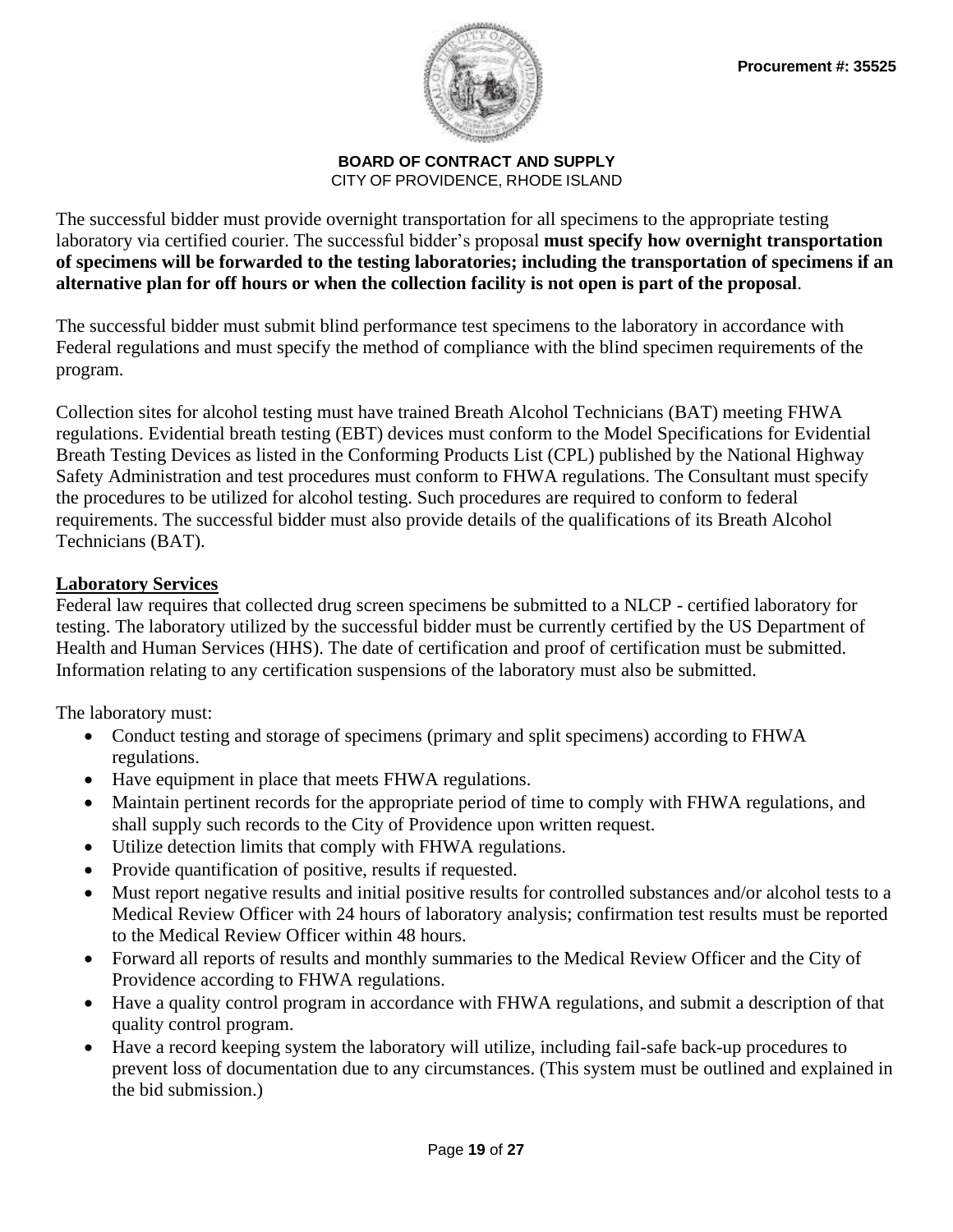The successful bidder must provide overnight transportation for all specimens to the appropriate testing laboratory via certified courier. The successful bidder's proposal **must specify how overnight transportation of specimens will be forwarded to the testing laboratories; including the transportation of specimens if an alternative plan for off hours or when the collection facility is not open is part of the proposal**.

The successful bidder must submit blind performance test specimens to the laboratory in accordance with Federal regulations and must specify the method of compliance with the blind specimen requirements of the program.

Collection sites for alcohol testing must have trained Breath Alcohol Technicians (BAT) meeting FHWA regulations. Evidential breath testing (EBT) devices must conform to the Model Specifications for Evidential Breath Testing Devices as listed in the Conforming Products List (CPL) published by the National Highway Safety Administration and test procedures must conform to FHWA regulations. The Consultant must specify the procedures to be utilized for alcohol testing. Such procedures are required to conform to federal requirements. The successful bidder must also provide details of the qualifications of its Breath Alcohol Technicians (BAT).

## Laboratory Services

Federal law requires that collected drug screen specimens be submitted to a NLCP - certified laboratory for testing. The laboratory utilized by the successful bidder must be currently certified by the US Department of Health and Human Services (HHS). The date of certification and proof of certification must be submitted. Information relating to any certification suspensions of the laboratory must also be submitted.

The laboratory must:

- Conduct testing and storage of specimens (primary and split specimens) according to FHWA regulations.
- Have equipment in place that meets FHWA regulations.
- Maintain pertinent records for the appropriate period of time to comply with FHWA regulations, and shall supply such records to the City of Providence upon written request.
- Utilize detection limits that comply with FHWA regulations.
- Provide quantification of positive, results if requested.
- Must report negative results and initial positive results for controlled substances and/or alcohol tests to a Medical Review Officer with 24 hours of laboratory analysis; confirmation test results must be reported to the Medical Review Officer within 48 hours.
- Forward all reports of results and monthly summaries to the Medical Review Officer and the City of Providence according to FHWA regulations.
- Have a quality control program in accordance with FHWA regulations, and submit a description of that quality control program.
- Have a record keeping system the laboratory will utilize, including fail-safe back-up procedures to prevent loss of documentation due to any circumstances. (This system must be outlined and explained in the bid submission.)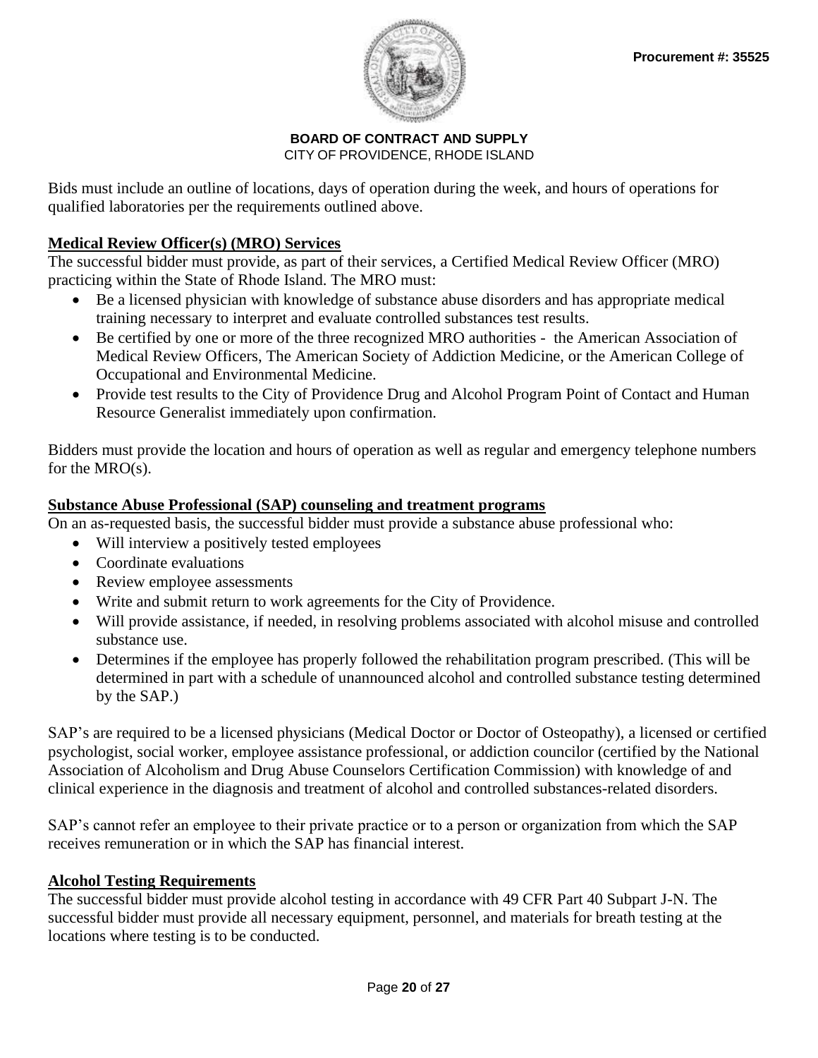Bids must include an outline of locations, days of operation during the week, and hours of operations for qualified laboratories per the requirements outlined above.

**Medical Review Officer(s) (MRO) Services**

The successful bidder must provide, as part of their services, a Certified Medical Review Officer (MRO) practicing within the State of Rhode Island. The MRO must:

- Be a licensed physician with knowledge of substance abuse disorders and has appropriate medical training necessary to interpret and evaluate controlled substances test results.
- Be certified by one or more of the three recognized MRO authorities - the American Association of Medical Review Officers, The American Society of Addiction Medicine, or the American College of Occupational and Environmental Medicine.
- Provide test results to the City of Providence Drug and Alcohol Program Point of Contact and Human Resource Generalist immediately upon confirmation.

Bidders must provide the location and hours of operation as well as regular and emergency telephone numbers for the MRO(s).

**Substance Abuse Professional (SAP) counseling and treatment programs**

On an as-requested basis, the successful bidder must provide a substance abuse professional who:

- Will interview a positively tested employees
- Coordinate evaluations
- Review employee assessments
- Write and submit return to work agreements for the City of Providence.
- Will provide assistance, if needed, in resolving problems associated with alcohol misuse and controlled substance use.
- Determines if the employee has properly followed the rehabilitation program prescribed. (This will be determined in part with a schedule of unannounced alcohol and controlled substance testing determined by the SAP.)

SAP's are required to be a licensed physicians (Medical Doctor or Doctor of Osteopathy), a licensed or certified psychologist, social worker, employee assistance professional, or addiction councilor (certified by the National Association of Alcoholism and Drug Abuse Counselors Certification Commission) with knowledge of and clinical experience in the diagnosis and treatment of alcohol and controlled substances-related disorders.

SAP's cannot refer an employee to their private practice or to a person or organization from which the SAP receives remuneration or in which the SAP has financial interest.

**Alcohol Testing Requirements**

The successful bidder must provide alcohol testing in accordance with 49 CFR Part 40 Subpart J-N. The successful bidder must provide all necessary equipment, personnel, and materials for breath testing at the locations where testing is to be conducted.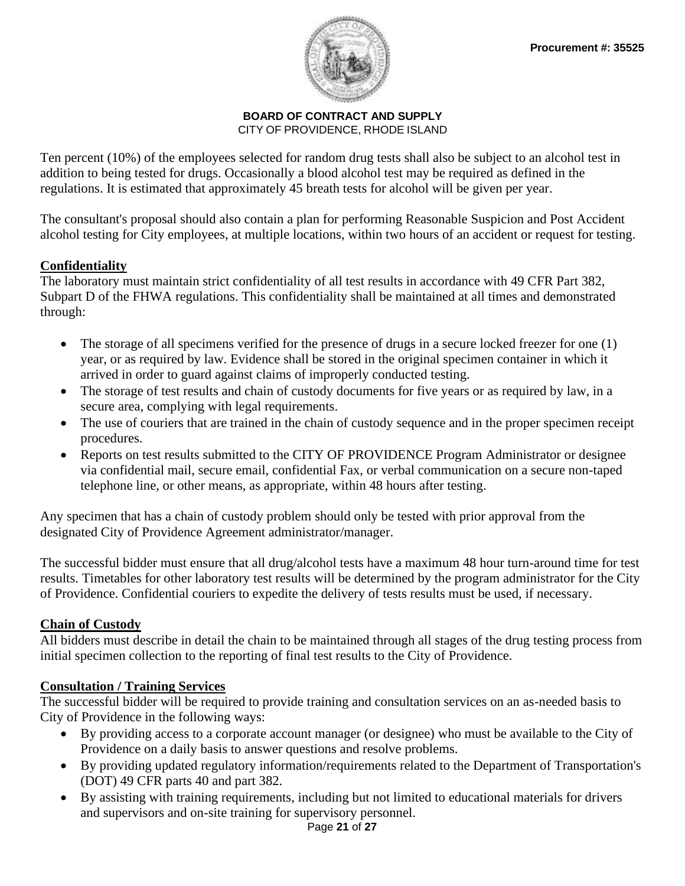Ten percent (10%) of the employees selected for random drug tests shall also be subject to an alcohol test in addition to being tested for drugs. Occasionally a blood alcohol test may be required as defined in the regulations. It is estimated that approximately 45 breath tests for alcohol will be given per year.

The consultant's proposal should also contain a plan for performing Reasonable Suspicion and Post Accident alcohol testing for City employees, at multiple locations, within two hours of an accident or request for testing.

**Confidentiality**

The laboratory must maintain strict confidentiality of all test results in accordance with 49 CFR Part 382, Subpart D of the FHWA regulations. This confidentiality shall be maintained at all times and demonstrated through:

- The storage of all specimens verified for the presence of drugs in a secure locked freezer for one (1) year, or as required by law. Evidence shall be stored in the original specimen container in which it arrived in order to guard against claims of improperly conducted testing.
- The storage of test results and chain of custody documents for five years or as required by law, in a secure area, complying with legal requirements.
- The use of couriers that are trained in the chain of custody sequence and in the proper specimen receipt procedures.
- Reports on test results submitted to the CITY OF PROVIDENCE Program Administrator or designee via confidential mail, secure email, confidential Fax, or verbal communication on a secure non-taped telephone line, or other means, as appropriate, within 48 hours after testing.

Any specimen that has a chain of custody problem should only be tested with prior approval from the designated City of Providence Agreement administrator/manager.

The successful bidder must ensure that all drug/alcohol tests have a maximum 48 hour turn-around time for test results. Timetables for other laboratory test results will be determined by the program administrator for the City of Providence. Confidential couriers to expedite the delivery of tests results must be used, if necessary.

**Chain of Custody**

All bidders must describe in detail the chain to be maintained through all stages of the drug testing process from initial specimen collection to the reporting of final test results to the City of Providence.

**Consultation / Training Services**

The successful bidder will be required to provide training and consultation services on an as-needed basis to City of Providence in the following ways:

- By providing access to a corporate account manager (or designee) who must be available to the City of Providence on a daily basis to answer questions and resolve problems.
- By providing updated regulatory information/requirements related to the Department of Transportation's (DOT) 49 CFR parts 40 and part 382.
- By assisting with training requirements, including but not limited to educational materials for drivers and supervisors and on-site training for supervisory personnel.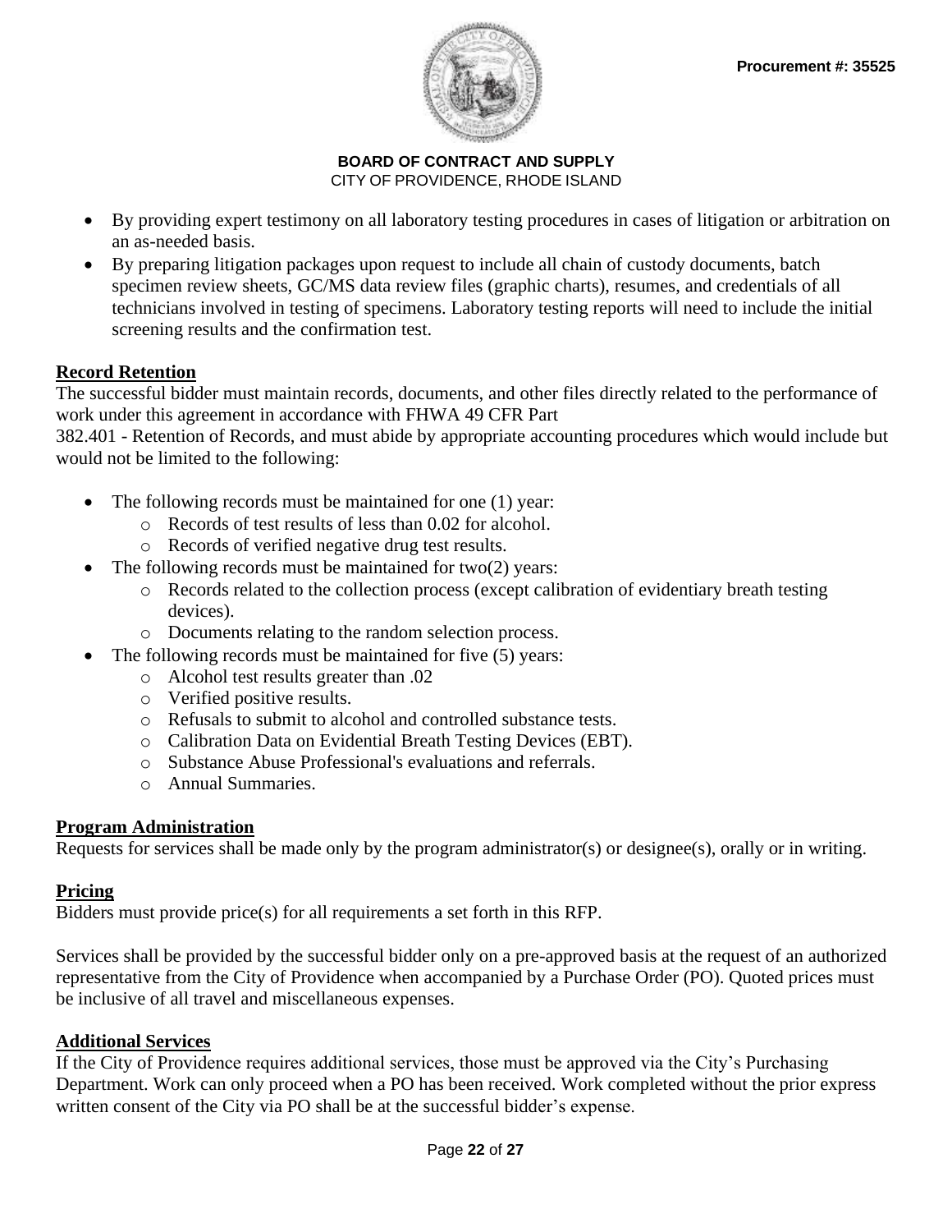- By providing expert testimony on all laboratory testing procedures in cases of litigation or arbitration on an as-needed basis.
- By preparing litigation packages upon request to include all chain of custody documents, batch specimen review sheets, GC/MS data review files (graphic charts), resumes, and credentials of all technicians involved in testing of specimens. Laboratory testing reports will need to include the initial screening results and the confirmation test.

## Record Retention

The successful bidder must maintain records, documents, and other files directly related to the performance of work under this agreement in accordance with FHWA 49 CFR Part 382.401 - Retention of Records, and must abide by appropriate accounting procedures which would include but would not be limited to the following:

- The following records must be maintained for one (1) year:
  - Records of test results of less than 0.02 for alcohol.
  - Records of verified negative drug test results.
- The following records must be maintained for two(2) years:
  - Records related to the collection process (except calibration of evidentiary breath testing devices).
  - Documents relating to the random selection process.
- The following records must be maintained for five (5) years:
  - Alcohol test results greater than .02
  - Verified positive results.
  - Refusals to submit to alcohol and controlled substance tests.
  - Calibration Data on Evidential Breath Testing Devices (EBT).
  - Substance Abuse Professional's evaluations and referrals.
  - Annual Summaries.

## Program Administration

Requests for services shall be made only by the program administrator(s) or designee(s), orally or in writing.

## Pricing

Bidders must provide price(s) for all requirements a set forth in this RFP.

Services shall be provided by the successful bidder only on a pre-approved basis at the request of an authorized representative from the City of Providence when accompanied by a Purchase Order (PO). Quoted prices must be inclusive of all travel and miscellaneous expenses.

## Additional Services

If the City of Providence requires additional services, those must be approved via the City's Purchasing Department. Work can only proceed when a PO has been received. Work completed without the prior express written consent of the City via PO shall be at the successful bidder's expense.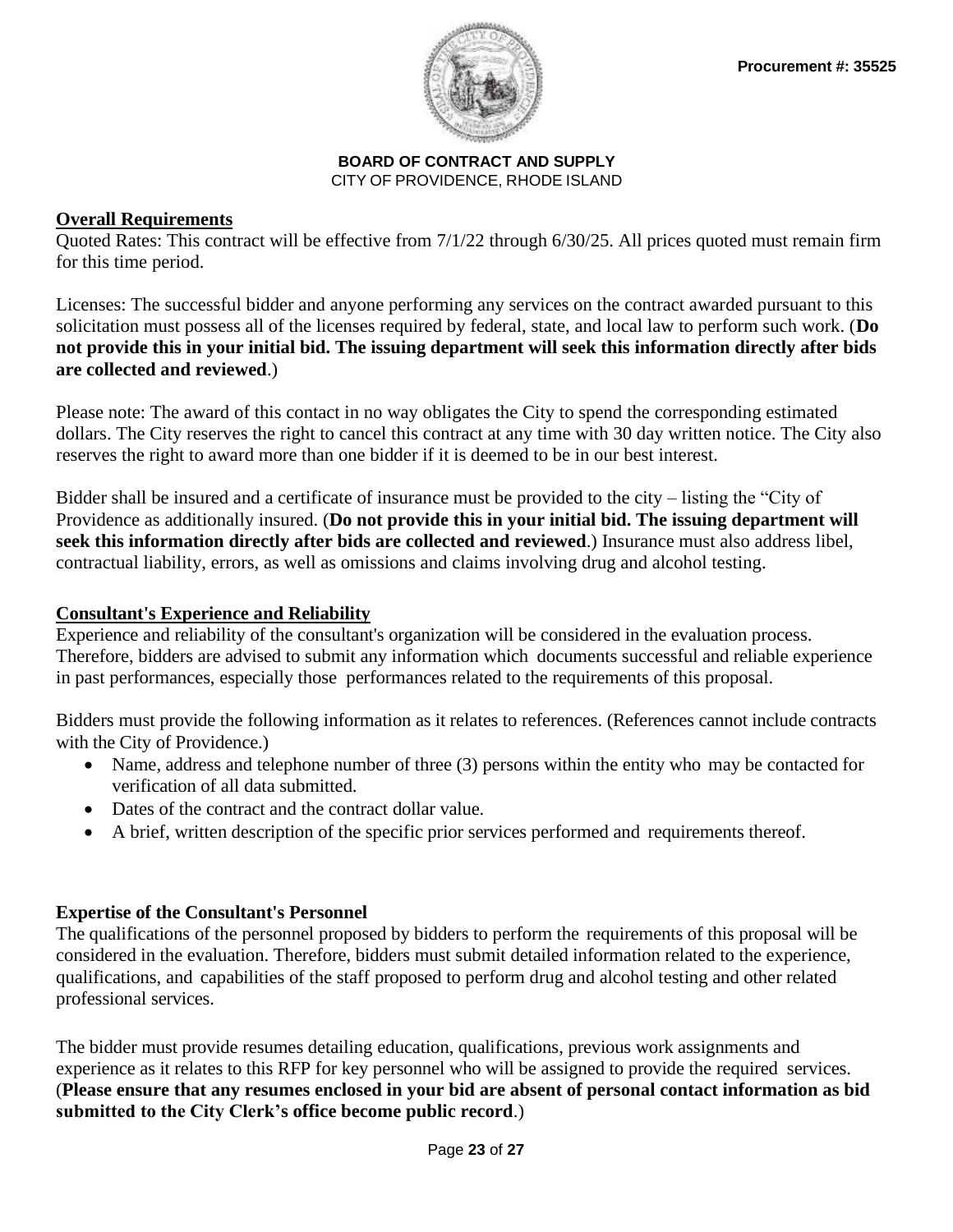Procurement #: 35525

**BOARD OF CONTRACT AND SUPPLY**
CITY OF PROVIDENCE, RHODE ISLAND

## Overall Requirements

Quoted Rates: This contract will be effective from 7/1/22 through 6/30/25. All prices quoted must remain firm for this time period.

Licenses: The successful bidder and anyone performing any services on the contract awarded pursuant to this solicitation must possess all of the licenses required by federal, state, and local law to perform such work. (**Do not provide this in your initial bid. The issuing department will seek this information directly after bids are collected and reviewed**.)

Please note: The award of this contact in no way obligates the City to spend the corresponding estimated dollars. The City reserves the right to cancel this contract at any time with 30 day written notice. The City also reserves the right to award more than one bidder if it is deemed to be in our best interest.

Bidder shall be insured and a certificate of insurance must be provided to the city – listing the "City of Providence as additionally insured. (**Do not provide this in your initial bid. The issuing department will seek this information directly after bids are collected and reviewed**.) Insurance must also address libel, contractual liability, errors, as well as omissions and claims involving drug and alcohol testing.

## Consultant's Experience and Reliability

Experience and reliability of the consultant's organization will be considered in the evaluation process. Therefore, bidders are advised to submit any information which documents successful and reliable experience in past performances, especially those performances related to the requirements of this proposal.

Bidders must provide the following information as it relates to references. (References cannot include contracts with the City of Providence.)

- Name, address and telephone number of three (3) persons within the entity who may be contacted for verification of all data submitted.
- Dates of the contract and the contract dollar value.
- A brief, written description of the specific prior services performed and requirements thereof.

## Expertise of the Consultant's Personnel

The qualifications of the personnel proposed by bidders to perform the requirements of this proposal will be considered in the evaluation. Therefore, bidders must submit detailed information related to the experience, qualifications, and capabilities of the staff proposed to perform drug and alcohol testing and other related professional services.

The bidder must provide resumes detailing education, qualifications, previous work assignments and experience as it relates to this RFP for key personnel who will be assigned to provide the required services. (**Please ensure that any resumes enclosed in your bid are absent of personal contact information as bid submitted to the City Clerk's office become public record**.)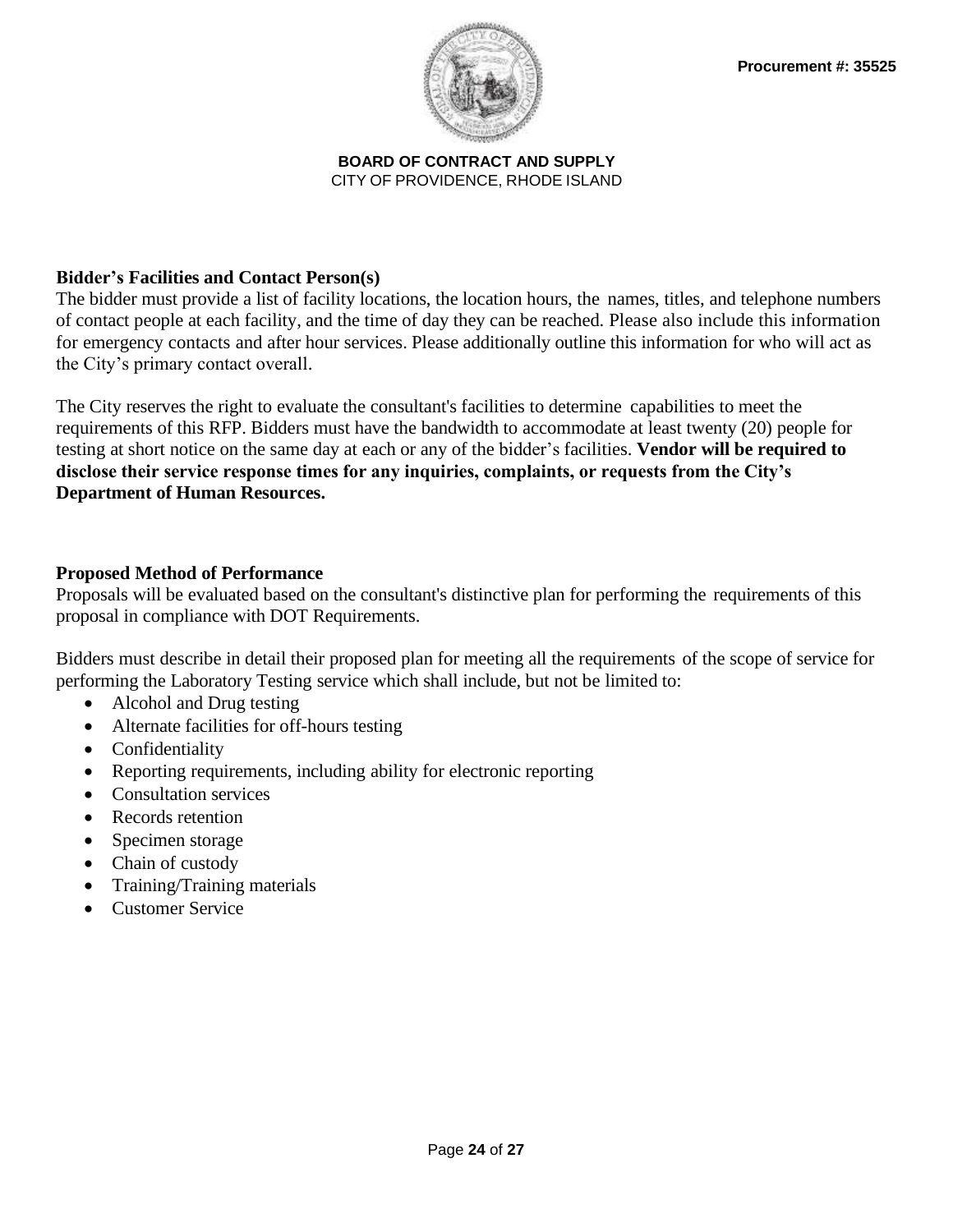**Bidder's Facilities and Contact Person(s)**

The bidder must provide a list of facility locations, the location hours, the names, titles, and telephone numbers of contact people at each facility, and the time of day they can be reached. Please also include this information for emergency contacts and after hour services. Please additionally outline this information for who will act as the City's primary contact overall.

The City reserves the right to evaluate the consultant's facilities to determine capabilities to meet the requirements of this RFP. Bidders must have the bandwidth to accommodate at least twenty (20) people for testing at short notice on the same day at each or any of the bidder's facilities. **Vendor will be required to disclose their service response times for any inquiries, complaints, or requests from the City's Department of Human Resources.**

**Proposed Method of Performance**

Proposals will be evaluated based on the consultant's distinctive plan for performing the requirements of this proposal in compliance with DOT Requirements.

Bidders must describe in detail their proposed plan for meeting all the requirements of the scope of service for performing the Laboratory Testing service which shall include, but not be limited to:

- Alcohol and Drug testing
- Alternate facilities for off-hours testing
- Confidentiality
- Reporting requirements, including ability for electronic reporting
- Consultation services
- Records retention
- Specimen storage
- Chain of custody
- Training/Training materials
- Customer Service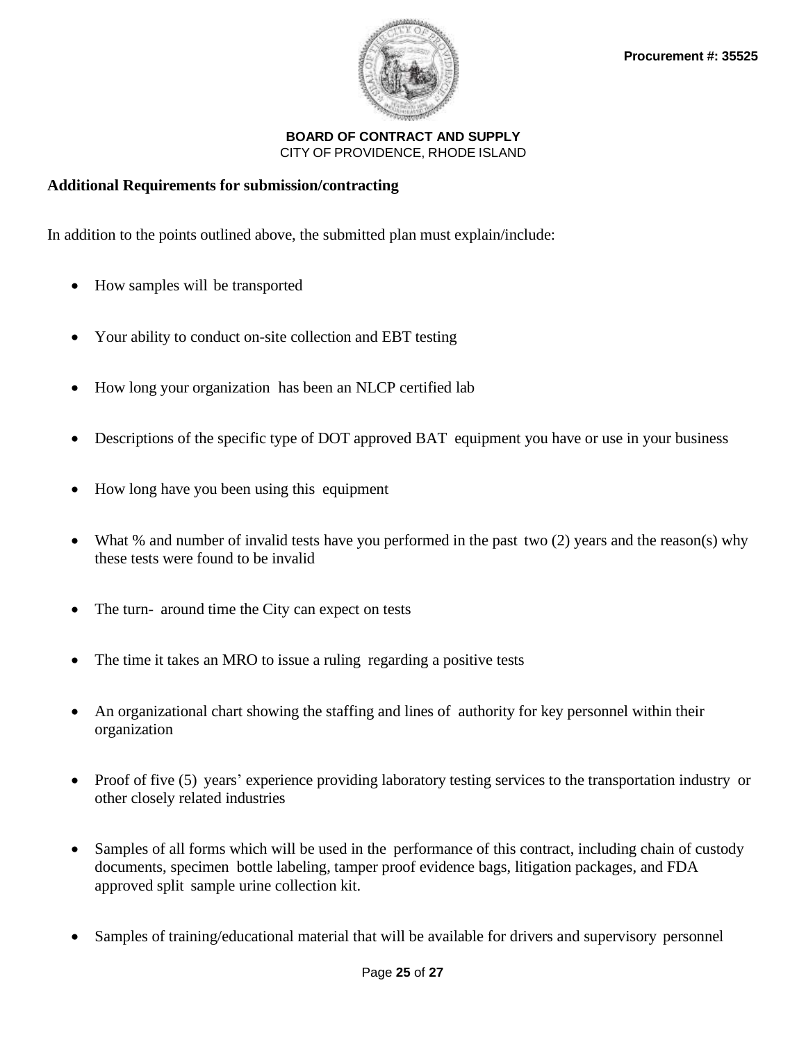**BOARD OF CONTRACT AND SUPPLY**
CITY OF PROVIDENCE, RHODE ISLAND

**Additional Requirements for submission/contracting**

In addition to the points outlined above, the submitted plan must explain/include:

- How samples will be transported
- Your ability to conduct on-site collection and EBT testing
- How long your organization has been an NLCP certified lab
- Descriptions of the specific type of DOT approved BAT equipment you have or use in your business
- How long have you been using this equipment
- What % and number of invalid tests have you performed in the past two (2) years and the reason(s) why these tests were found to be invalid
- The turn- around time the City can expect on tests
- The time it takes an MRO to issue a ruling regarding a positive tests
- An organizational chart showing the staffing and lines of authority for key personnel within their organization
- Proof of five (5) years' experience providing laboratory testing services to the transportation industry or other closely related industries
- Samples of all forms which will be used in the performance of this contract, including chain of custody documents, specimen bottle labeling, tamper proof evidence bags, litigation packages, and FDA approved split sample urine collection kit.
- Samples of training/educational material that will be available for drivers and supervisory personnel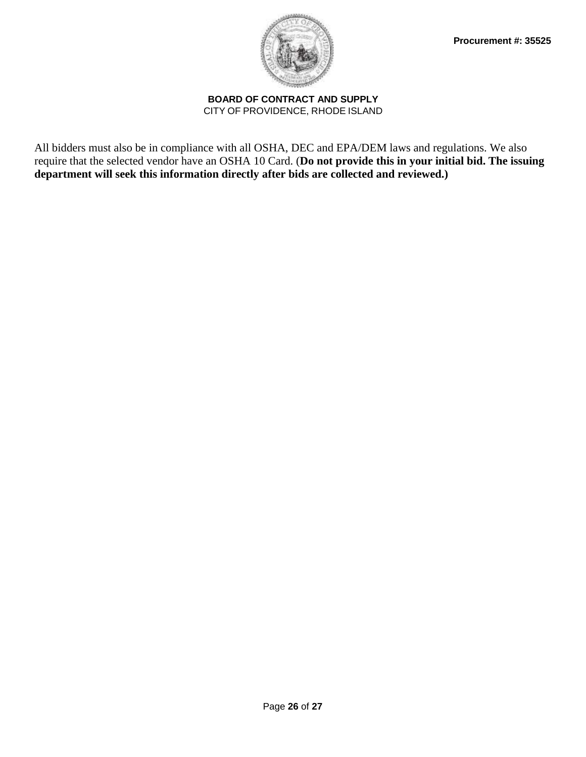All bidders must also be in compliance with all OSHA, DEC and EPA/DEM laws and regulations. We also require that the selected vendor have an OSHA 10 Card. (**Do not provide this in your initial bid. The issuing department will seek this information directly after bids are collected and reviewed.)**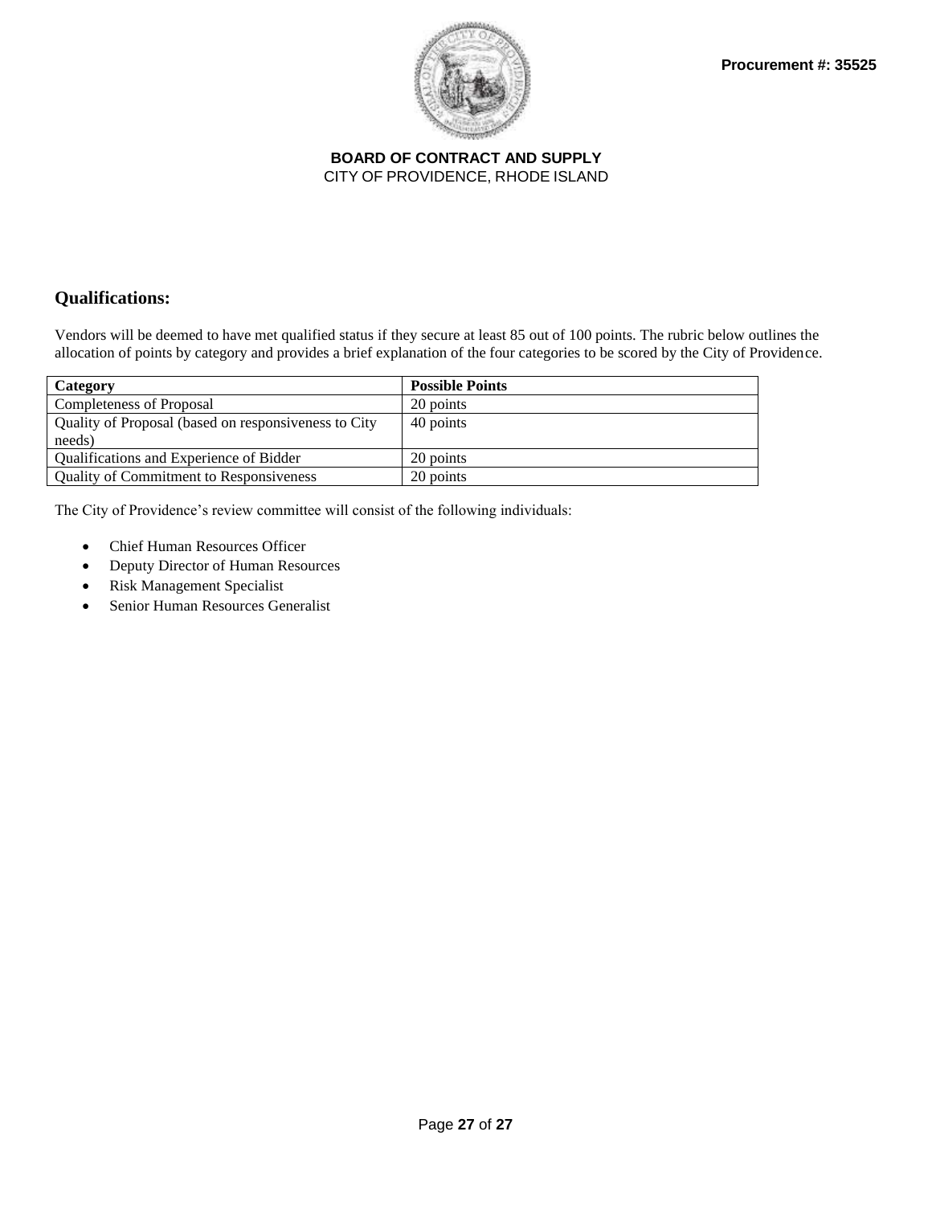## Qualifications:

Vendors will be deemed to have met qualified status if they secure at least 85 out of 100 points. The rubric below outlines the allocation of points by category and provides a brief explanation of the four categories to be scored by the City of Providence.

| Category | Possible Points |
|---|---|
| Completeness of Proposal | 20 points |
| Quality of Proposal (based on responsiveness to City needs) | 40 points |
| Qualifications and Experience of Bidder | 20 points |
| Quality of Commitment to Responsiveness | 20 points |

The City of Providence's review committee will consist of the following individuals:

- Chief Human Resources Officer
- Deputy Director of Human Resources
- Risk Management Specialist
- Senior Human Resources Generalist